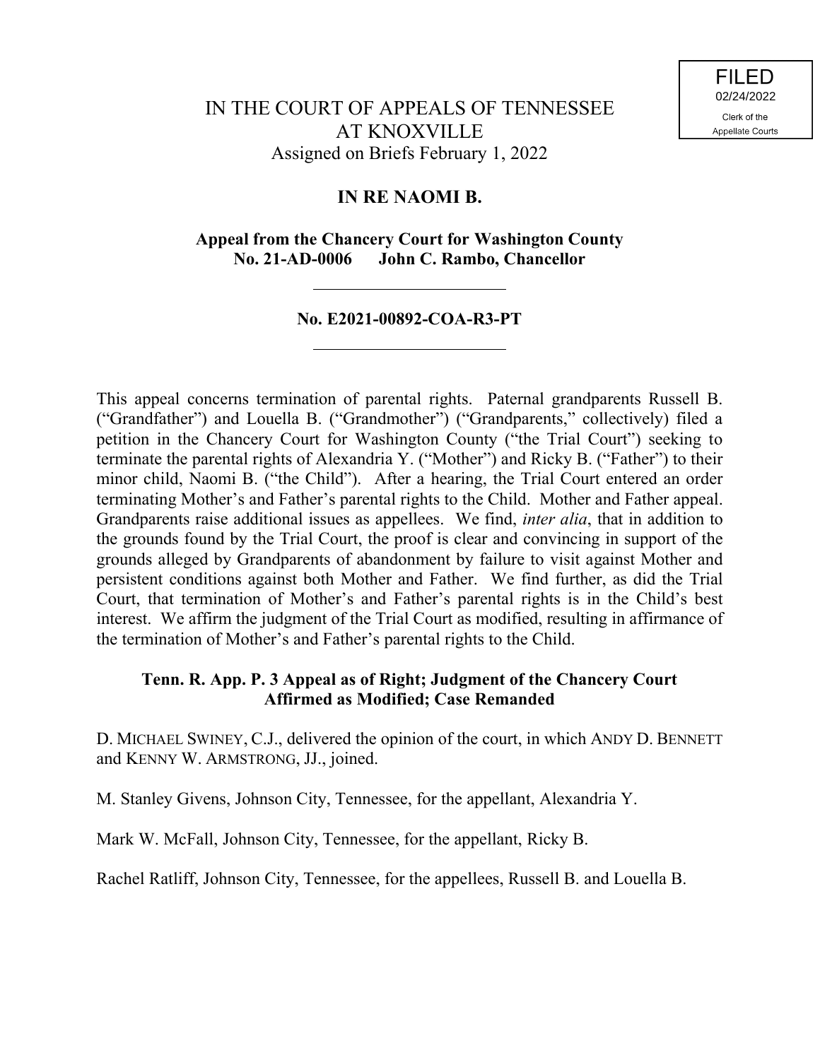FILED
02/24/2022
Clerk of the
Appellate Courts

# IN THE COURT OF APPEALS OF TENNESSEE AT KNOXVILLE

Assigned on Briefs February 1, 2022

## IN RE NAOMI B.

**Appeal from the Chancery Court for Washington County**
**No. 21-AD-0006 John C. Rambo, Chancellor**

---

**No. E2021-00892-COA-R3-PT**

---

This appeal concerns termination of parental rights. Paternal grandparents Russell B. ("Grandfather") and Louella B. ("Grandmother") ("Grandparents," collectively) filed a petition in the Chancery Court for Washington County ("the Trial Court") seeking to terminate the parental rights of Alexandria Y. ("Mother") and Ricky B. ("Father") to their minor child, Naomi B. ("the Child"). After a hearing, the Trial Court entered an order terminating Mother's and Father's parental rights to the Child. Mother and Father appeal. Grandparents raise additional issues as appellees. We find, *inter alia*, that in addition to the grounds found by the Trial Court, the proof is clear and convincing in support of the grounds alleged by Grandparents of abandonment by failure to visit against Mother and persistent conditions against both Mother and Father. We find further, as did the Trial Court, that termination of Mother's and Father's parental rights is in the Child's best interest. We affirm the judgment of the Trial Court as modified, resulting in affirmance of the termination of Mother's and Father's parental rights to the Child.

**Tenn. R. App. P. 3 Appeal as of Right; Judgment of the Chancery Court Affirmed as Modified; Case Remanded**

D. MICHAEL SWINEY, C.J., delivered the opinion of the court, in which ANDY D. BENNETT and KENNY W. ARMSTRONG, JJ., joined.

M. Stanley Givens, Johnson City, Tennessee, for the appellant, Alexandria Y.

Mark W. McFall, Johnson City, Tennessee, for the appellant, Ricky B.

Rachel Ratliff, Johnson City, Tennessee, for the appellees, Russell B. and Louella B.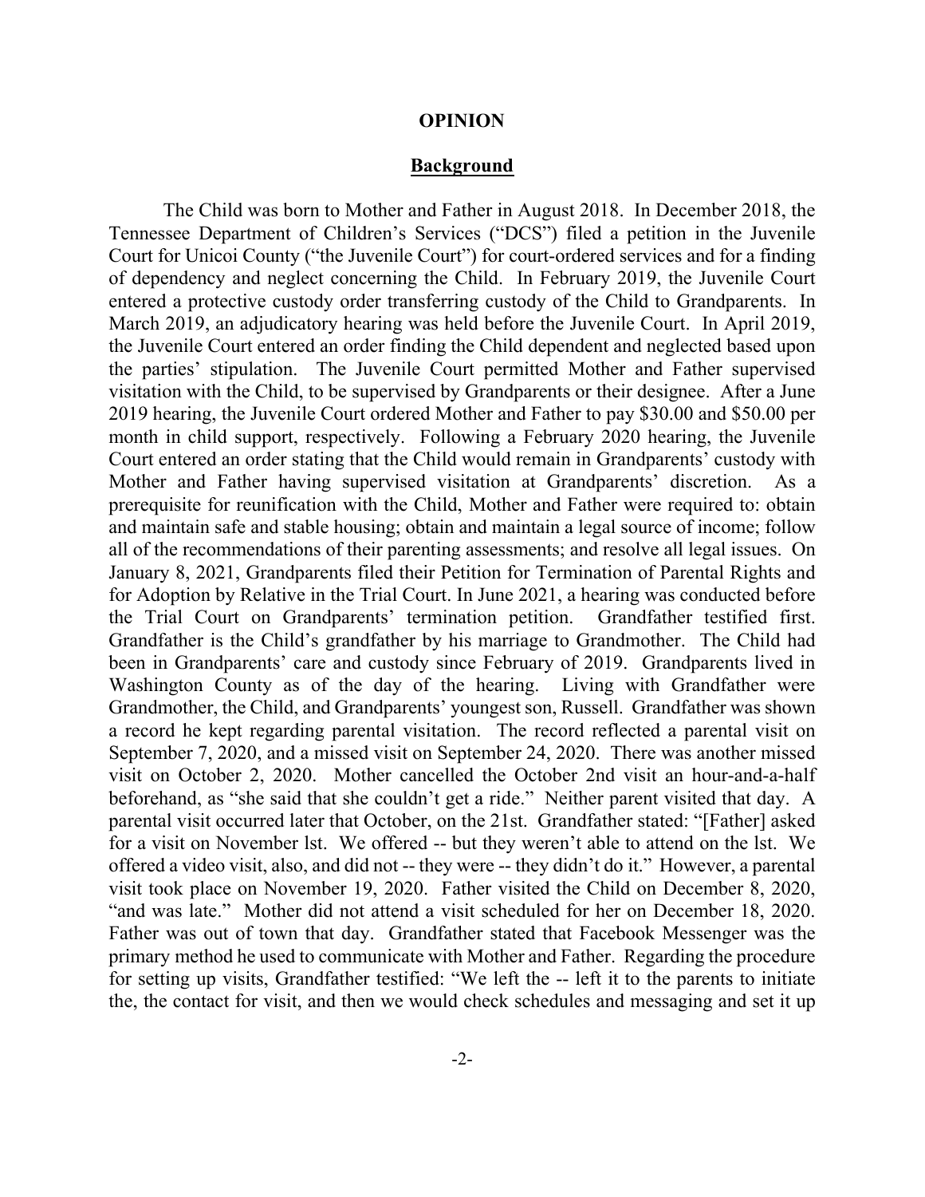## OPINION

## Background

The Child was born to Mother and Father in August 2018. In December 2018, the Tennessee Department of Children's Services ("DCS") filed a petition in the Juvenile Court for Unicoi County ("the Juvenile Court") for court-ordered services and for a finding of dependency and neglect concerning the Child. In February 2019, the Juvenile Court entered a protective custody order transferring custody of the Child to Grandparents. In March 2019, an adjudicatory hearing was held before the Juvenile Court. In April 2019, the Juvenile Court entered an order finding the Child dependent and neglected based upon the parties' stipulation. The Juvenile Court permitted Mother and Father supervised visitation with the Child, to be supervised by Grandparents or their designee. After a June 2019 hearing, the Juvenile Court ordered Mother and Father to pay $30.00 and $50.00 per month in child support, respectively. Following a February 2020 hearing, the Juvenile Court entered an order stating that the Child would remain in Grandparents' custody with Mother and Father having supervised visitation at Grandparents' discretion. As a prerequisite for reunification with the Child, Mother and Father were required to: obtain and maintain safe and stable housing; obtain and maintain a legal source of income; follow all of the recommendations of their parenting assessments; and resolve all legal issues. On January 8, 2021, Grandparents filed their Petition for Termination of Parental Rights and for Adoption by Relative in the Trial Court. In June 2021, a hearing was conducted before the Trial Court on Grandparents' termination petition. Grandfather testified first. Grandfather is the Child's grandfather by his marriage to Grandmother. The Child had been in Grandparents' care and custody since February of 2019. Grandparents lived in Washington County as of the day of the hearing. Living with Grandfather were Grandmother, the Child, and Grandparents' youngest son, Russell. Grandfather was shown a record he kept regarding parental visitation. The record reflected a parental visit on September 7, 2020, and a missed visit on September 24, 2020. There was another missed visit on October 2, 2020. Mother cancelled the October 2nd visit an hour-and-a-half beforehand, as "she said that she couldn't get a ride." Neither parent visited that day. A parental visit occurred later that October, on the 21st. Grandfather stated: "[Father] asked for a visit on November lst. We offered -- but they weren't able to attend on the lst. We offered a video visit, also, and did not -- they were -- they didn't do it." However, a parental visit took place on November 19, 2020. Father visited the Child on December 8, 2020, "and was late." Mother did not attend a visit scheduled for her on December 18, 2020. Father was out of town that day. Grandfather stated that Facebook Messenger was the primary method he used to communicate with Mother and Father. Regarding the procedure for setting up visits, Grandfather testified: "We left the -- left it to the parents to initiate the, the contact for visit, and then we would check schedules and messaging and set it up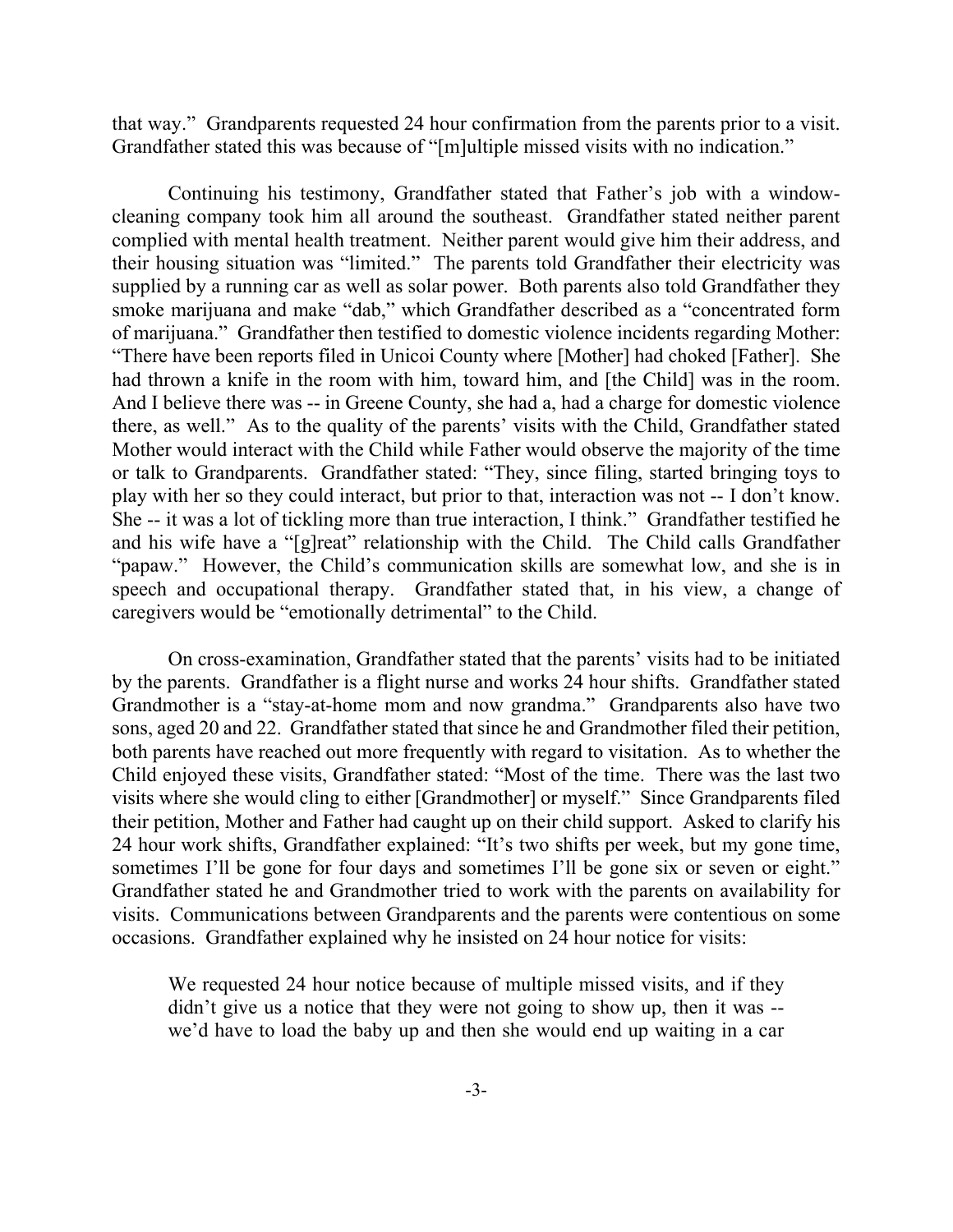that way." Grandparents requested 24 hour confirmation from the parents prior to a visit. Grandfather stated this was because of "[m]ultiple missed visits with no indication."

Continuing his testimony, Grandfather stated that Father's job with a window-cleaning company took him all around the southeast. Grandfather stated neither parent complied with mental health treatment. Neither parent would give him their address, and their housing situation was "limited." The parents told Grandfather their electricity was supplied by a running car as well as solar power. Both parents also told Grandfather they smoke marijuana and make "dab," which Grandfather described as a "concentrated form of marijuana." Grandfather then testified to domestic violence incidents regarding Mother: "There have been reports filed in Unicoi County where [Mother] had choked [Father]. She had thrown a knife in the room with him, toward him, and [the Child] was in the room. And I believe there was -- in Greene County, she had a, had a charge for domestic violence there, as well." As to the quality of the parents' visits with the Child, Grandfather stated Mother would interact with the Child while Father would observe the majority of the time or talk to Grandparents. Grandfather stated: "They, since filing, started bringing toys to play with her so they could interact, but prior to that, interaction was not -- I don't know. She -- it was a lot of tickling more than true interaction, I think." Grandfather testified he and his wife have a "[g]reat" relationship with the Child. The Child calls Grandfather "papaw." However, the Child's communication skills are somewhat low, and she is in speech and occupational therapy. Grandfather stated that, in his view, a change of caregivers would be "emotionally detrimental" to the Child.

On cross-examination, Grandfather stated that the parents' visits had to be initiated by the parents. Grandfather is a flight nurse and works 24 hour shifts. Grandfather stated Grandmother is a "stay-at-home mom and now grandma." Grandparents also have two sons, aged 20 and 22. Grandfather stated that since he and Grandmother filed their petition, both parents have reached out more frequently with regard to visitation. As to whether the Child enjoyed these visits, Grandfather stated: "Most of the time. There was the last two visits where she would cling to either [Grandmother] or myself." Since Grandparents filed their petition, Mother and Father had caught up on their child support. Asked to clarify his 24 hour work shifts, Grandfather explained: "It's two shifts per week, but my gone time, sometimes I'll be gone for four days and sometimes I'll be gone six or seven or eight." Grandfather stated he and Grandmother tried to work with the parents on availability for visits. Communications between Grandparents and the parents were contentious on some occasions. Grandfather explained why he insisted on 24 hour notice for visits:

> We requested 24 hour notice because of multiple missed visits, and if they didn't give us a notice that they were not going to show up, then it was -- we'd have to load the baby up and then she would end up waiting in a car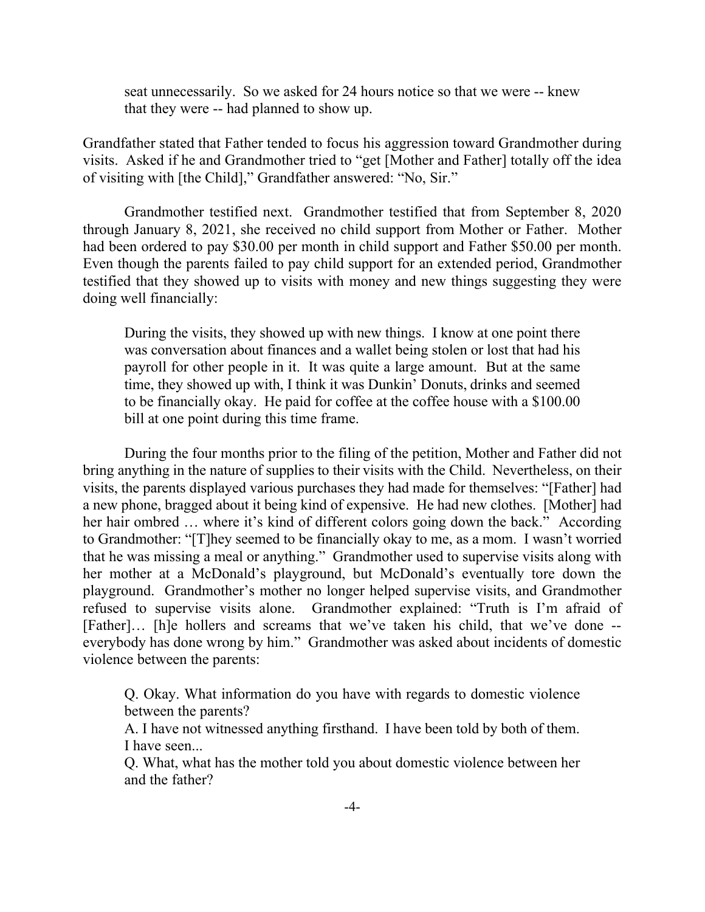seat unnecessarily. So we asked for 24 hours notice so that we were -- knew that they were -- had planned to show up.

Grandfather stated that Father tended to focus his aggression toward Grandmother during visits. Asked if he and Grandmother tried to "get [Mother and Father] totally off the idea of visiting with [the Child]," Grandfather answered: "No, Sir."

Grandmother testified next. Grandmother testified that from September 8, 2020 through January 8, 2021, she received no child support from Mother or Father. Mother had been ordered to pay $30.00 per month in child support and Father $50.00 per month. Even though the parents failed to pay child support for an extended period, Grandmother testified that they showed up to visits with money and new things suggesting they were doing well financially:

> During the visits, they showed up with new things. I know at one point there was conversation about finances and a wallet being stolen or lost that had his payroll for other people in it. It was quite a large amount. But at the same time, they showed up with, I think it was Dunkin' Donuts, drinks and seemed to be financially okay. He paid for coffee at the coffee house with a $100.00 bill at one point during this time frame.

During the four months prior to the filing of the petition, Mother and Father did not bring anything in the nature of supplies to their visits with the Child. Nevertheless, on their visits, the parents displayed various purchases they had made for themselves: "[Father] had a new phone, bragged about it being kind of expensive. He had new clothes. [Mother] had her hair ombred … where it's kind of different colors going down the back." According to Grandmother: "[T]hey seemed to be financially okay to me, as a mom. I wasn't worried that he was missing a meal or anything." Grandmother used to supervise visits along with her mother at a McDonald's playground, but McDonald's eventually tore down the playground. Grandmother's mother no longer helped supervise visits, and Grandmother refused to supervise visits alone. Grandmother explained: "Truth is I'm afraid of [Father]… [h]e hollers and screams that we've taken his child, that we've done -- everybody has done wrong by him." Grandmother was asked about incidents of domestic violence between the parents:

> Q. Okay. What information do you have with regards to domestic violence between the parents?
> A. I have not witnessed anything firsthand. I have been told by both of them. I have seen...
> Q. What, what has the mother told you about domestic violence between her and the father?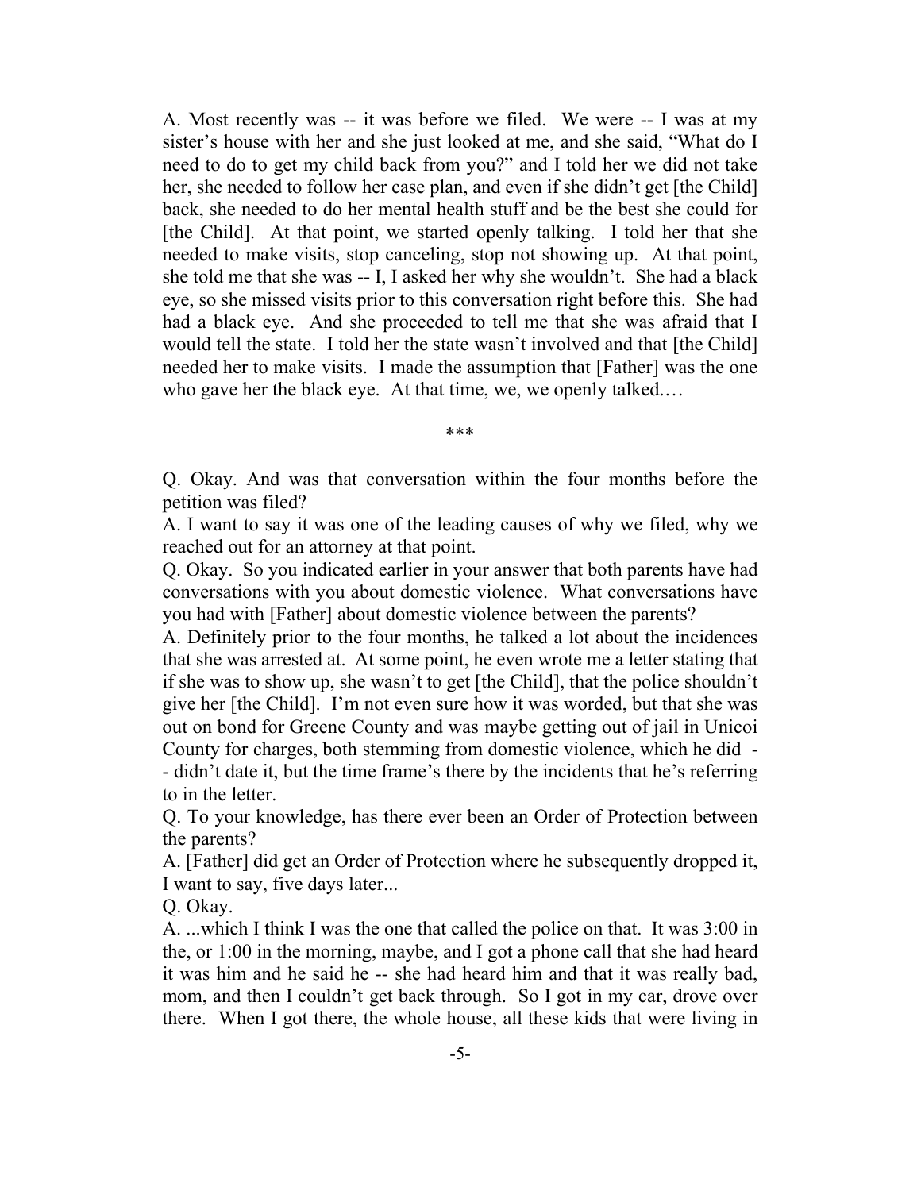A. Most recently was -- it was before we filed. We were -- I was at my sister's house with her and she just looked at me, and she said, "What do I need to do to get my child back from you?" and I told her we did not take her, she needed to follow her case plan, and even if she didn't get [the Child] back, she needed to do her mental health stuff and be the best she could for [the Child]. At that point, we started openly talking. I told her that she needed to make visits, stop canceling, stop not showing up. At that point, she told me that she was -- I, I asked her why she wouldn't. She had a black eye, so she missed visits prior to this conversation right before this. She had had a black eye. And she proceeded to tell me that she was afraid that I would tell the state. I told her the state wasn't involved and that [the Child] needed her to make visits. I made the assumption that [Father] was the one who gave her the black eye. At that time, we, we openly talked.…

\*\*\*

Q. Okay. And was that conversation within the four months before the petition was filed?
A. I want to say it was one of the leading causes of why we filed, why we reached out for an attorney at that point.
Q. Okay. So you indicated earlier in your answer that both parents have had conversations with you about domestic violence. What conversations have you had with [Father] about domestic violence between the parents?
A. Definitely prior to the four months, he talked a lot about the incidences that she was arrested at. At some point, he even wrote me a letter stating that if she was to show up, she wasn't to get [the Child], that the police shouldn't give her [the Child]. I'm not even sure how it was worded, but that she was out on bond for Greene County and was maybe getting out of jail in Unicoi County for charges, both stemming from domestic violence, which he did -- didn't date it, but the time frame's there by the incidents that he's referring to in the letter.
Q. To your knowledge, has there ever been an Order of Protection between the parents?
A. [Father] did get an Order of Protection where he subsequently dropped it, I want to say, five days later...
Q. Okay.
A. ...which I think I was the one that called the police on that. It was 3:00 in the, or 1:00 in the morning, maybe, and I got a phone call that she had heard it was him and he said he -- she had heard him and that it was really bad, mom, and then I couldn't get back through. So I got in my car, drove over there. When I got there, the whole house, all these kids that were living in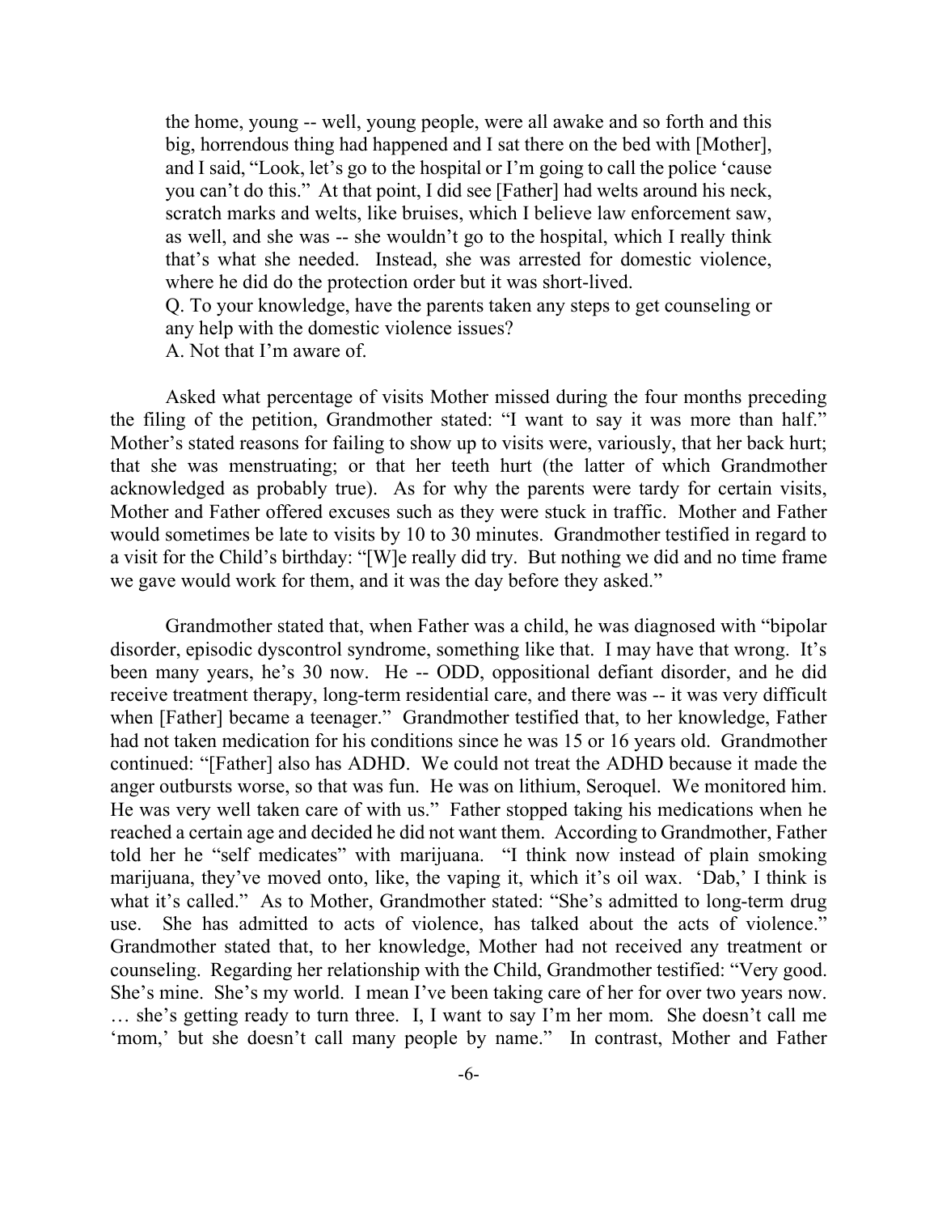> the home, young -- well, young people, were all awake and so forth and this big, horrendous thing had happened and I sat there on the bed with [Mother], and I said, "Look, let's go to the hospital or I'm going to call the police 'cause you can't do this." At that point, I did see [Father] had welts around his neck, scratch marks and welts, like bruises, which I believe law enforcement saw, as well, and she was -- she wouldn't go to the hospital, which I really think that's what she needed. Instead, she was arrested for domestic violence, where he did do the protection order but it was short-lived.
>
> Q. To your knowledge, have the parents taken any steps to get counseling or any help with the domestic violence issues?
>
> A. Not that I'm aware of.

Asked what percentage of visits Mother missed during the four months preceding the filing of the petition, Grandmother stated: "I want to say it was more than half." Mother's stated reasons for failing to show up to visits were, variously, that her back hurt; that she was menstruating; or that her teeth hurt (the latter of which Grandmother acknowledged as probably true). As for why the parents were tardy for certain visits, Mother and Father offered excuses such as they were stuck in traffic. Mother and Father would sometimes be late to visits by 10 to 30 minutes. Grandmother testified in regard to a visit for the Child's birthday: "[W]e really did try. But nothing we did and no time frame we gave would work for them, and it was the day before they asked."

Grandmother stated that, when Father was a child, he was diagnosed with "bipolar disorder, episodic dyscontrol syndrome, something like that. I may have that wrong. It's been many years, he's 30 now. He -- ODD, oppositional defiant disorder, and he did receive treatment therapy, long-term residential care, and there was -- it was very difficult when [Father] became a teenager." Grandmother testified that, to her knowledge, Father had not taken medication for his conditions since he was 15 or 16 years old. Grandmother continued: "[Father] also has ADHD. We could not treat the ADHD because it made the anger outbursts worse, so that was fun. He was on lithium, Seroquel. We monitored him. He was very well taken care of with us." Father stopped taking his medications when he reached a certain age and decided he did not want them. According to Grandmother, Father told her he "self medicates" with marijuana. "I think now instead of plain smoking marijuana, they've moved onto, like, the vaping it, which it's oil wax. 'Dab,' I think is what it's called." As to Mother, Grandmother stated: "She's admitted to long-term drug use. She has admitted to acts of violence, has talked about the acts of violence." Grandmother stated that, to her knowledge, Mother had not received any treatment or counseling. Regarding her relationship with the Child, Grandmother testified: "Very good. She's mine. She's my world. I mean I've been taking care of her for over two years now. … she's getting ready to turn three. I, I want to say I'm her mom. She doesn't call me 'mom,' but she doesn't call many people by name." In contrast, Mother and Father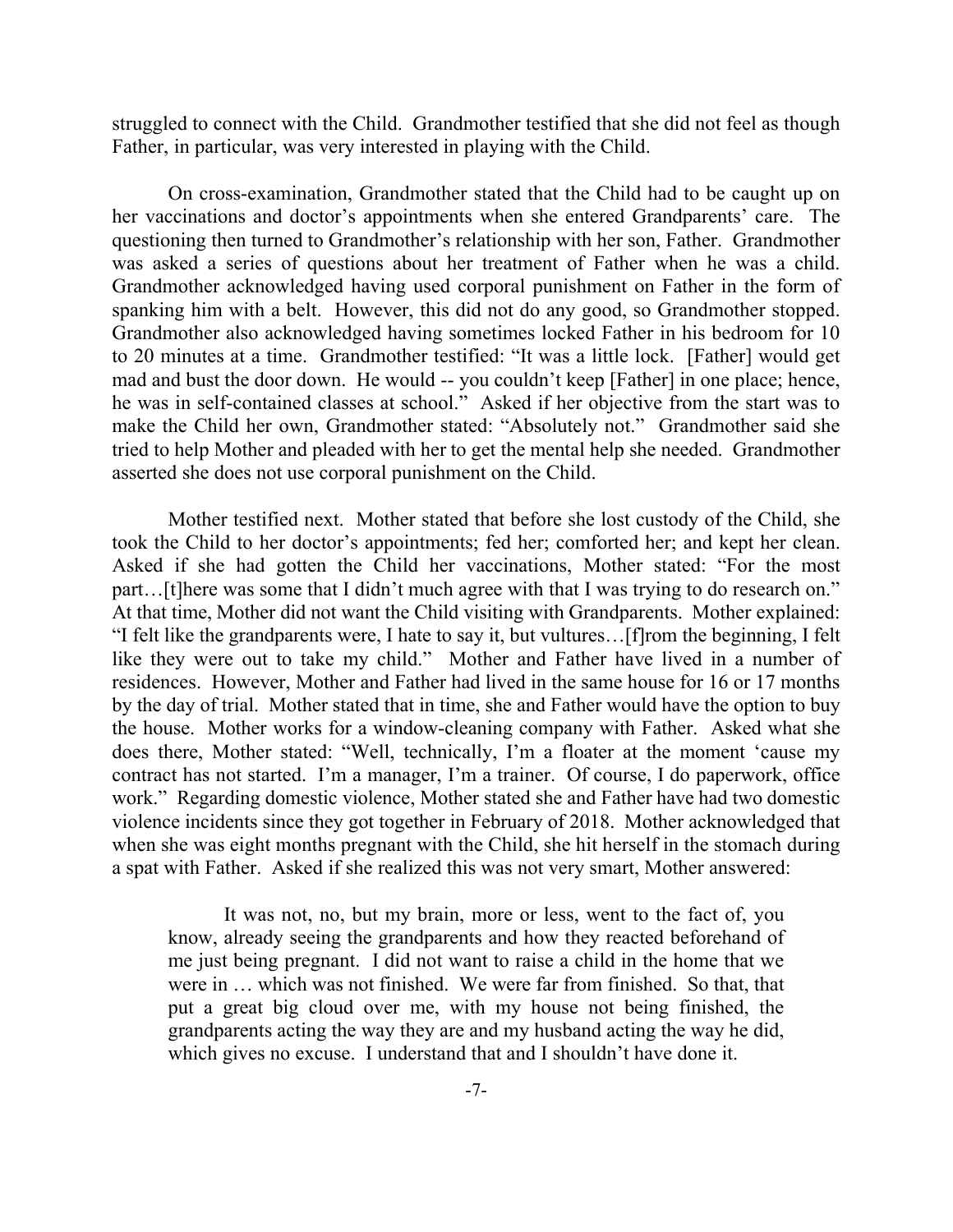struggled to connect with the Child. Grandmother testified that she did not feel as though Father, in particular, was very interested in playing with the Child.

On cross-examination, Grandmother stated that the Child had to be caught up on her vaccinations and doctor's appointments when she entered Grandparents' care. The questioning then turned to Grandmother's relationship with her son, Father. Grandmother was asked a series of questions about her treatment of Father when he was a child. Grandmother acknowledged having used corporal punishment on Father in the form of spanking him with a belt. However, this did not do any good, so Grandmother stopped. Grandmother also acknowledged having sometimes locked Father in his bedroom for 10 to 20 minutes at a time. Grandmother testified: "It was a little lock. [Father] would get mad and bust the door down. He would -- you couldn't keep [Father] in one place; hence, he was in self-contained classes at school." Asked if her objective from the start was to make the Child her own, Grandmother stated: "Absolutely not." Grandmother said she tried to help Mother and pleaded with her to get the mental help she needed. Grandmother asserted she does not use corporal punishment on the Child.

Mother testified next. Mother stated that before she lost custody of the Child, she took the Child to her doctor's appointments; fed her; comforted her; and kept her clean. Asked if she had gotten the Child her vaccinations, Mother stated: "For the most part…[t]here was some that I didn't much agree with that I was trying to do research on." At that time, Mother did not want the Child visiting with Grandparents. Mother explained: "I felt like the grandparents were, I hate to say it, but vultures…[f]rom the beginning, I felt like they were out to take my child." Mother and Father have lived in a number of residences. However, Mother and Father had lived in the same house for 16 or 17 months by the day of trial. Mother stated that in time, she and Father would have the option to buy the house. Mother works for a window-cleaning company with Father. Asked what she does there, Mother stated: "Well, technically, I'm a floater at the moment 'cause my contract has not started. I'm a manager, I'm a trainer. Of course, I do paperwork, office work." Regarding domestic violence, Mother stated she and Father have had two domestic violence incidents since they got together in February of 2018. Mother acknowledged that when she was eight months pregnant with the Child, she hit herself in the stomach during a spat with Father. Asked if she realized this was not very smart, Mother answered:

> It was not, no, but my brain, more or less, went to the fact of, you know, already seeing the grandparents and how they reacted beforehand of me just being pregnant. I did not want to raise a child in the home that we were in … which was not finished. We were far from finished. So that, that put a great big cloud over me, with my house not being finished, the grandparents acting the way they are and my husband acting the way he did, which gives no excuse. I understand that and I shouldn't have done it.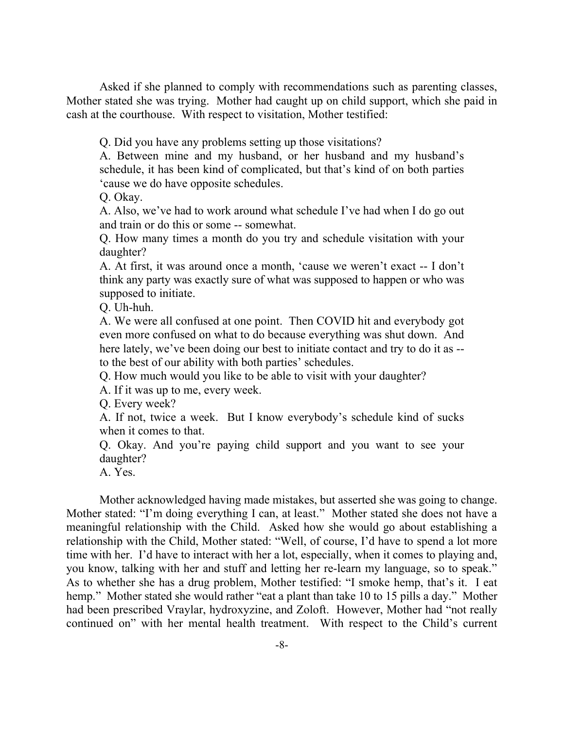Asked if she planned to comply with recommendations such as parenting classes, Mother stated she was trying. Mother had caught up on child support, which she paid in cash at the courthouse. With respect to visitation, Mother testified:

> Q. Did you have any problems setting up those visitations?
>
> A. Between mine and my husband, or her husband and my husband's schedule, it has been kind of complicated, but that's kind of on both parties 'cause we do have opposite schedules.
>
> Q. Okay.
>
> A. Also, we've had to work around what schedule I've had when I do go out and train or do this or some -- somewhat.
>
> Q. How many times a month do you try and schedule visitation with your daughter?
>
> A. At first, it was around once a month, 'cause we weren't exact -- I don't think any party was exactly sure of what was supposed to happen or who was supposed to initiate.
>
> Q. Uh-huh.
>
> A. We were all confused at one point. Then COVID hit and everybody got even more confused on what to do because everything was shut down. And here lately, we've been doing our best to initiate contact and try to do it as -- to the best of our ability with both parties' schedules.
>
> Q. How much would you like to be able to visit with your daughter?
>
> A. If it was up to me, every week.
>
> Q. Every week?
>
> A. If not, twice a week. But I know everybody's schedule kind of sucks when it comes to that.
>
> Q. Okay. And you're paying child support and you want to see your daughter?
>
> A. Yes.

Mother acknowledged having made mistakes, but asserted she was going to change. Mother stated: "I'm doing everything I can, at least." Mother stated she does not have a meaningful relationship with the Child. Asked how she would go about establishing a relationship with the Child, Mother stated: "Well, of course, I'd have to spend a lot more time with her. I'd have to interact with her a lot, especially, when it comes to playing and, you know, talking with her and stuff and letting her re-learn my language, so to speak." As to whether she has a drug problem, Mother testified: "I smoke hemp, that's it. I eat hemp." Mother stated she would rather "eat a plant than take 10 to 15 pills a day." Mother had been prescribed Vraylar, hydroxyzine, and Zoloft. However, Mother had "not really continued on" with her mental health treatment. With respect to the Child's current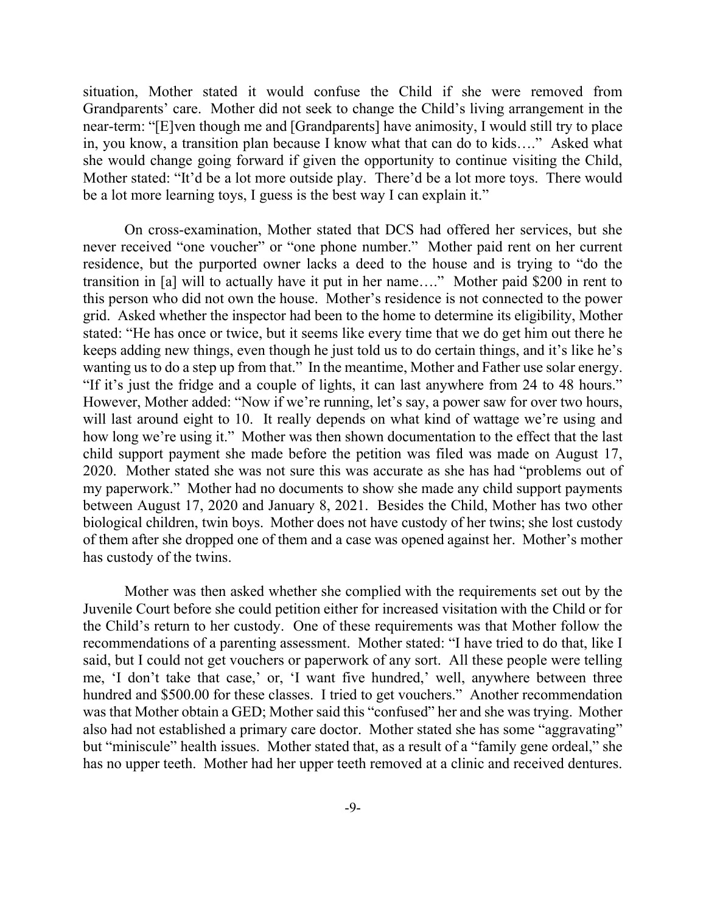situation, Mother stated it would confuse the Child if she were removed from Grandparents' care. Mother did not seek to change the Child's living arrangement in the near-term: "[E]ven though me and [Grandparents] have animosity, I would still try to place in, you know, a transition plan because I know what that can do to kids…." Asked what she would change going forward if given the opportunity to continue visiting the Child, Mother stated: "It'd be a lot more outside play. There'd be a lot more toys. There would be a lot more learning toys, I guess is the best way I can explain it."

On cross-examination, Mother stated that DCS had offered her services, but she never received "one voucher" or "one phone number." Mother paid rent on her current residence, but the purported owner lacks a deed to the house and is trying to "do the transition in [a] will to actually have it put in her name…." Mother paid $200 in rent to this person who did not own the house. Mother's residence is not connected to the power grid. Asked whether the inspector had been to the home to determine its eligibility, Mother stated: "He has once or twice, but it seems like every time that we do get him out there he keeps adding new things, even though he just told us to do certain things, and it's like he's wanting us to do a step up from that." In the meantime, Mother and Father use solar energy. "If it's just the fridge and a couple of lights, it can last anywhere from 24 to 48 hours." However, Mother added: "Now if we're running, let's say, a power saw for over two hours, will last around eight to 10. It really depends on what kind of wattage we're using and how long we're using it." Mother was then shown documentation to the effect that the last child support payment she made before the petition was filed was made on August 17, 2020. Mother stated she was not sure this was accurate as she has had "problems out of my paperwork." Mother had no documents to show she made any child support payments between August 17, 2020 and January 8, 2021. Besides the Child, Mother has two other biological children, twin boys. Mother does not have custody of her twins; she lost custody of them after she dropped one of them and a case was opened against her. Mother's mother has custody of the twins.

Mother was then asked whether she complied with the requirements set out by the Juvenile Court before she could petition either for increased visitation with the Child or for the Child's return to her custody. One of these requirements was that Mother follow the recommendations of a parenting assessment. Mother stated: "I have tried to do that, like I said, but I could not get vouchers or paperwork of any sort. All these people were telling me, 'I don't take that case,' or, 'I want five hundred,' well, anywhere between three hundred and $500.00 for these classes. I tried to get vouchers." Another recommendation was that Mother obtain a GED; Mother said this "confused" her and she was trying. Mother also had not established a primary care doctor. Mother stated she has some "aggravating" but "miniscule" health issues. Mother stated that, as a result of a "family gene ordeal," she has no upper teeth. Mother had her upper teeth removed at a clinic and received dentures.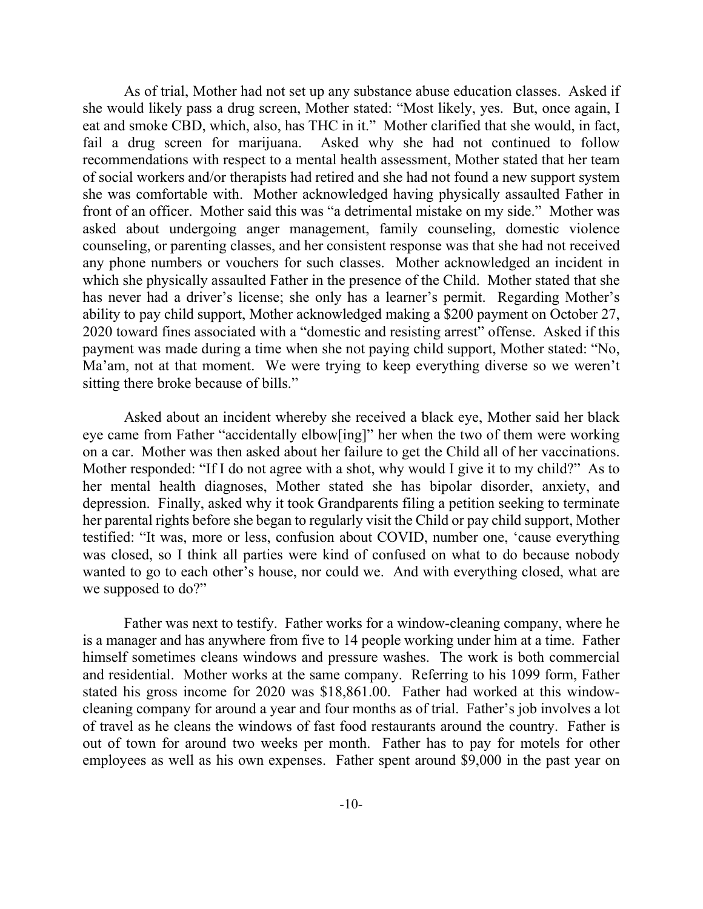As of trial, Mother had not set up any substance abuse education classes. Asked if she would likely pass a drug screen, Mother stated: "Most likely, yes. But, once again, I eat and smoke CBD, which, also, has THC in it." Mother clarified that she would, in fact, fail a drug screen for marijuana. Asked why she had not continued to follow recommendations with respect to a mental health assessment, Mother stated that her team of social workers and/or therapists had retired and she had not found a new support system she was comfortable with. Mother acknowledged having physically assaulted Father in front of an officer. Mother said this was "a detrimental mistake on my side." Mother was asked about undergoing anger management, family counseling, domestic violence counseling, or parenting classes, and her consistent response was that she had not received any phone numbers or vouchers for such classes. Mother acknowledged an incident in which she physically assaulted Father in the presence of the Child. Mother stated that she has never had a driver's license; she only has a learner's permit. Regarding Mother's ability to pay child support, Mother acknowledged making a $200 payment on October 27, 2020 toward fines associated with a "domestic and resisting arrest" offense. Asked if this payment was made during a time when she not paying child support, Mother stated: "No, Ma'am, not at that moment. We were trying to keep everything diverse so we weren't sitting there broke because of bills."

Asked about an incident whereby she received a black eye, Mother said her black eye came from Father "accidentally elbow[ing]" her when the two of them were working on a car. Mother was then asked about her failure to get the Child all of her vaccinations. Mother responded: "If I do not agree with a shot, why would I give it to my child?" As to her mental health diagnoses, Mother stated she has bipolar disorder, anxiety, and depression. Finally, asked why it took Grandparents filing a petition seeking to terminate her parental rights before she began to regularly visit the Child or pay child support, Mother testified: "It was, more or less, confusion about COVID, number one, 'cause everything was closed, so I think all parties were kind of confused on what to do because nobody wanted to go to each other's house, nor could we. And with everything closed, what are we supposed to do?"

Father was next to testify. Father works for a window-cleaning company, where he is a manager and has anywhere from five to 14 people working under him at a time. Father himself sometimes cleans windows and pressure washes. The work is both commercial and residential. Mother works at the same company. Referring to his 1099 form, Father stated his gross income for 2020 was $18,861.00. Father had worked at this window-cleaning company for around a year and four months as of trial. Father's job involves a lot of travel as he cleans the windows of fast food restaurants around the country. Father is out of town for around two weeks per month. Father has to pay for motels for other employees as well as his own expenses. Father spent around $9,000 in the past year on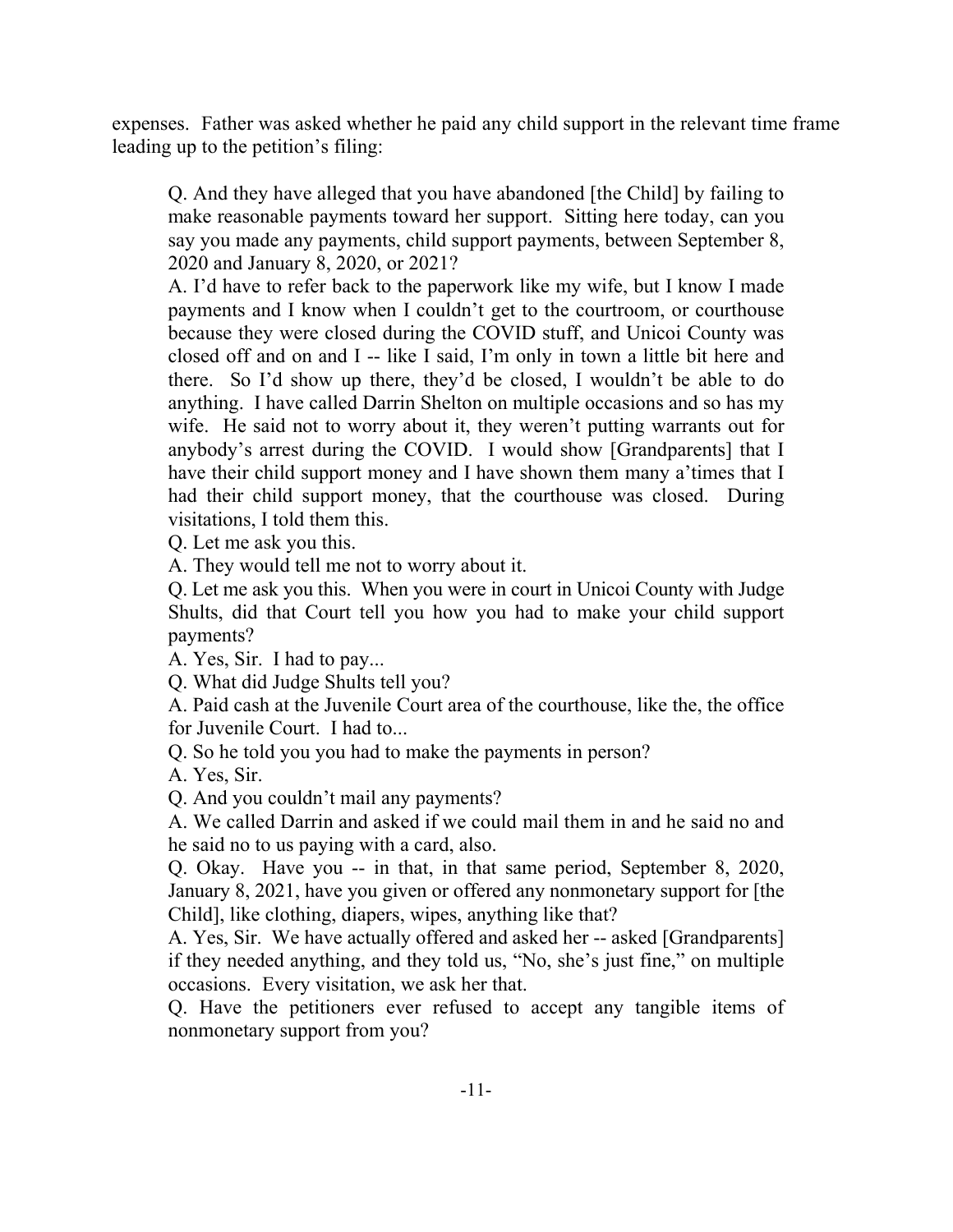expenses. Father was asked whether he paid any child support in the relevant time frame leading up to the petition's filing:

> Q. And they have alleged that you have abandoned [the Child] by failing to make reasonable payments toward her support. Sitting here today, can you say you made any payments, child support payments, between September 8, 2020 and January 8, 2020, or 2021?
>
> A. I'd have to refer back to the paperwork like my wife, but I know I made payments and I know when I couldn't get to the courtroom, or courthouse because they were closed during the COVID stuff, and Unicoi County was closed off and on and I -- like I said, I'm only in town a little bit here and there. So I'd show up there, they'd be closed, I wouldn't be able to do anything. I have called Darrin Shelton on multiple occasions and so has my wife. He said not to worry about it, they weren't putting warrants out for anybody's arrest during the COVID. I would show [Grandparents] that I have their child support money and I have shown them many a'times that I had their child support money, that the courthouse was closed. During visitations, I told them this.
>
> Q. Let me ask you this.
>
> A. They would tell me not to worry about it.
>
> Q. Let me ask you this. When you were in court in Unicoi County with Judge Shults, did that Court tell you how you had to make your child support payments?
>
> A. Yes, Sir. I had to pay...
>
> Q. What did Judge Shults tell you?
>
> A. Paid cash at the Juvenile Court area of the courthouse, like the, the office for Juvenile Court. I had to...
>
> Q. So he told you you had to make the payments in person?
>
> A. Yes, Sir.
>
> Q. And you couldn't mail any payments?
>
> A. We called Darrin and asked if we could mail them in and he said no and he said no to us paying with a card, also.
>
> Q. Okay. Have you -- in that, in that same period, September 8, 2020, January 8, 2021, have you given or offered any nonmonetary support for [the Child], like clothing, diapers, wipes, anything like that?
>
> A. Yes, Sir. We have actually offered and asked her -- asked [Grandparents] if they needed anything, and they told us, "No, she's just fine," on multiple occasions. Every visitation, we ask her that.
>
> Q. Have the petitioners ever refused to accept any tangible items of nonmonetary support from you?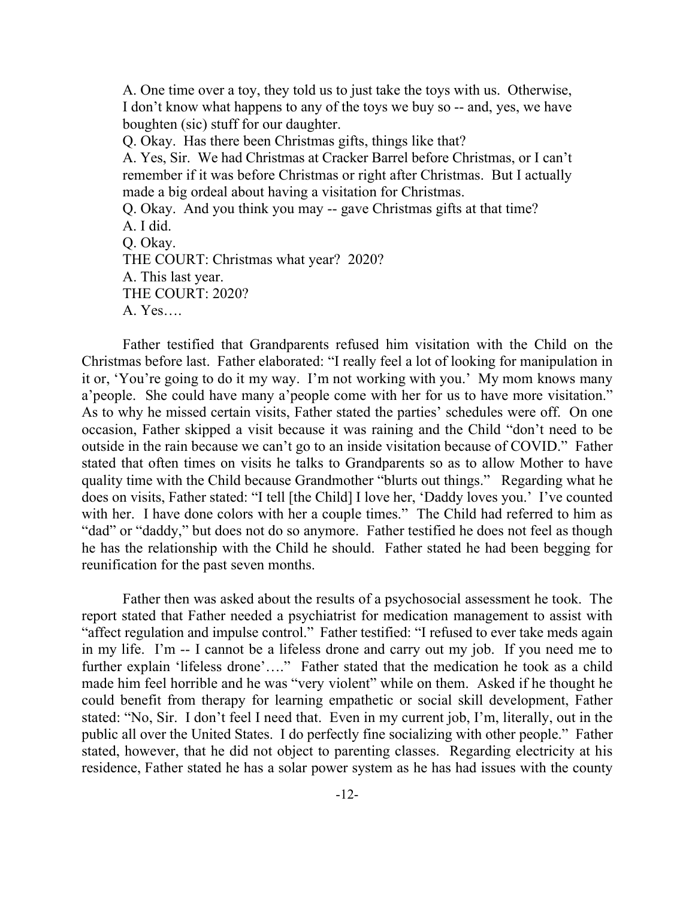A. One time over a toy, they told us to just take the toys with us. Otherwise, I don't know what happens to any of the toys we buy so -- and, yes, we have boughten (sic) stuff for our daughter.

Q. Okay. Has there been Christmas gifts, things like that?

A. Yes, Sir. We had Christmas at Cracker Barrel before Christmas, or I can't remember if it was before Christmas or right after Christmas. But I actually made a big ordeal about having a visitation for Christmas.

Q. Okay. And you think you may -- gave Christmas gifts at that time?

A. I did.

Q. Okay.

THE COURT: Christmas what year? 2020?

A. This last year.

THE COURT: 2020?

A. Yes….

Father testified that Grandparents refused him visitation with the Child on the Christmas before last. Father elaborated: "I really feel a lot of looking for manipulation in it or, 'You're going to do it my way. I'm not working with you.' My mom knows many a'people. She could have many a'people come with her for us to have more visitation." As to why he missed certain visits, Father stated the parties' schedules were off. On one occasion, Father skipped a visit because it was raining and the Child "don't need to be outside in the rain because we can't go to an inside visitation because of COVID." Father stated that often times on visits he talks to Grandparents so as to allow Mother to have quality time with the Child because Grandmother "blurts out things." Regarding what he does on visits, Father stated: "I tell [the Child] I love her, 'Daddy loves you.' I've counted with her. I have done colors with her a couple times." The Child had referred to him as "dad" or "daddy," but does not do so anymore. Father testified he does not feel as though he has the relationship with the Child he should. Father stated he had been begging for reunification for the past seven months.

Father then was asked about the results of a psychosocial assessment he took. The report stated that Father needed a psychiatrist for medication management to assist with "affect regulation and impulse control." Father testified: "I refused to ever take meds again in my life. I'm -- I cannot be a lifeless drone and carry out my job. If you need me to further explain 'lifeless drone'…." Father stated that the medication he took as a child made him feel horrible and he was "very violent" while on them. Asked if he thought he could benefit from therapy for learning empathetic or social skill development, Father stated: "No, Sir. I don't feel I need that. Even in my current job, I'm, literally, out in the public all over the United States. I do perfectly fine socializing with other people." Father stated, however, that he did not object to parenting classes. Regarding electricity at his residence, Father stated he has a solar power system as he has had issues with the county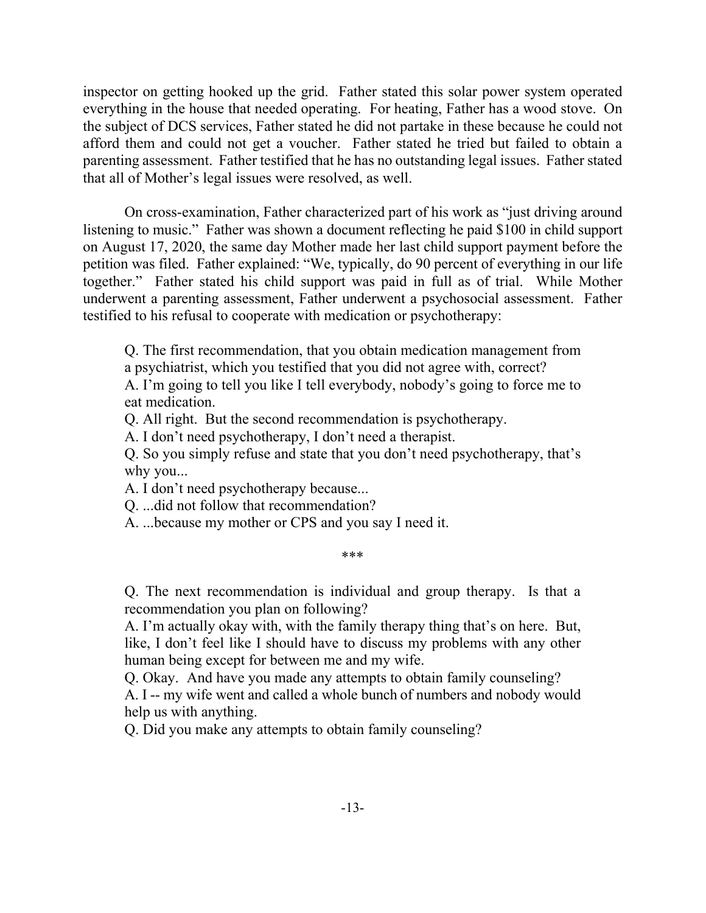inspector on getting hooked up the grid. Father stated this solar power system operated everything in the house that needed operating. For heating, Father has a wood stove. On the subject of DCS services, Father stated he did not partake in these because he could not afford them and could not get a voucher. Father stated he tried but failed to obtain a parenting assessment. Father testified that he has no outstanding legal issues. Father stated that all of Mother's legal issues were resolved, as well.

On cross-examination, Father characterized part of his work as "just driving around listening to music." Father was shown a document reflecting he paid $100 in child support on August 17, 2020, the same day Mother made her last child support payment before the petition was filed. Father explained: "We, typically, do 90 percent of everything in our life together." Father stated his child support was paid in full as of trial. While Mother underwent a parenting assessment, Father underwent a psychosocial assessment. Father testified to his refusal to cooperate with medication or psychotherapy:

> Q. The first recommendation, that you obtain medication management from a psychiatrist, which you testified that you did not agree with, correct?
>
> A. I'm going to tell you like I tell everybody, nobody's going to force me to eat medication.
>
> Q. All right. But the second recommendation is psychotherapy.
>
> A. I don't need psychotherapy, I don't need a therapist.
>
> Q. So you simply refuse and state that you don't need psychotherapy, that's why you...
>
> A. I don't need psychotherapy because...
>
> Q. ...did not follow that recommendation?
>
> A. ...because my mother or CPS and you say I need it.
>
> ***
>
> Q. The next recommendation is individual and group therapy. Is that a recommendation you plan on following?
>
> A. I'm actually okay with, with the family therapy thing that's on here. But, like, I don't feel like I should have to discuss my problems with any other human being except for between me and my wife.
>
> Q. Okay. And have you made any attempts to obtain family counseling?
>
> A. I -- my wife went and called a whole bunch of numbers and nobody would help us with anything.
>
> Q. Did you make any attempts to obtain family counseling?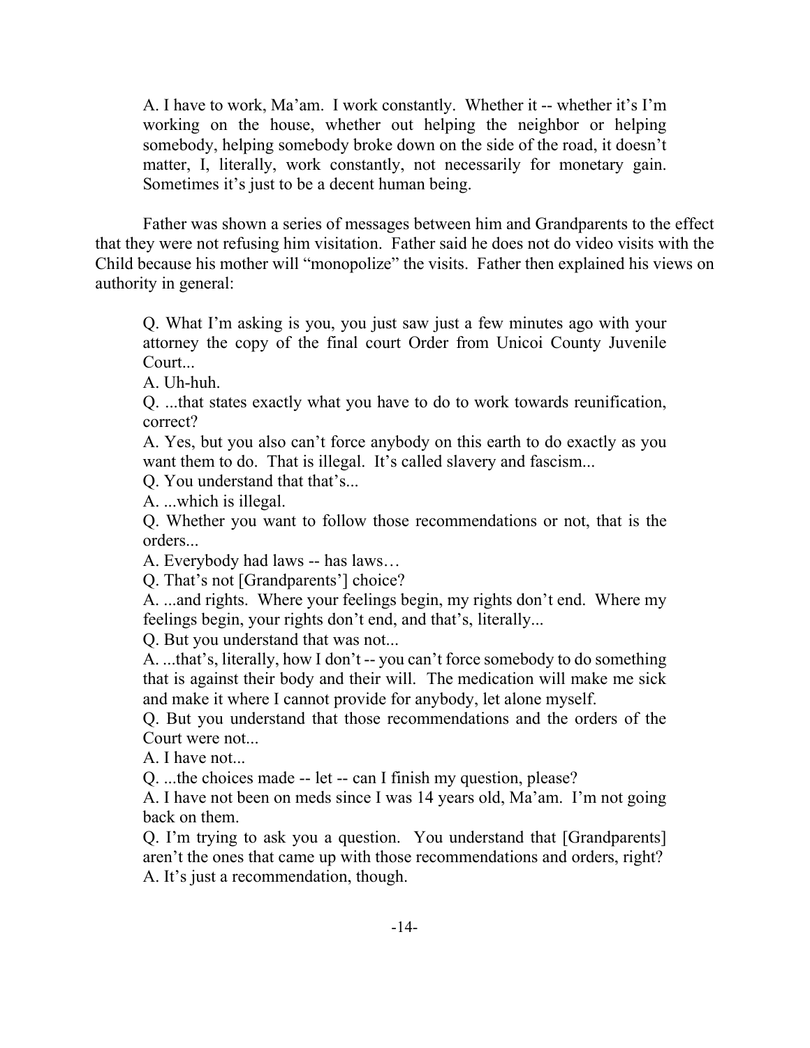A. I have to work, Ma'am. I work constantly. Whether it -- whether it's I'm working on the house, whether out helping the neighbor or helping somebody, helping somebody broke down on the side of the road, it doesn't matter, I, literally, work constantly, not necessarily for monetary gain. Sometimes it's just to be a decent human being.

Father was shown a series of messages between him and Grandparents to the effect that they were not refusing him visitation. Father said he does not do video visits with the Child because his mother will "monopolize" the visits. Father then explained his views on authority in general:

> Q. What I'm asking is you, you just saw just a few minutes ago with your attorney the copy of the final court Order from Unicoi County Juvenile Court...
>
> A. Uh-huh.
>
> Q. ...that states exactly what you have to do to work towards reunification, correct?
>
> A. Yes, but you also can't force anybody on this earth to do exactly as you want them to do. That is illegal. It's called slavery and fascism...
>
> Q. You understand that that's...
>
> A. ...which is illegal.
>
> Q. Whether you want to follow those recommendations or not, that is the orders...
>
> A. Everybody had laws -- has laws…
>
> Q. That's not [Grandparents'] choice?
>
> A. ...and rights. Where your feelings begin, my rights don't end. Where my feelings begin, your rights don't end, and that's, literally...
>
> Q. But you understand that was not...
>
> A. ...that's, literally, how I don't -- you can't force somebody to do something that is against their body and their will. The medication will make me sick and make it where I cannot provide for anybody, let alone myself.
>
> Q. But you understand that those recommendations and the orders of the Court were not...
>
> A. I have not...
>
> Q. ...the choices made -- let -- can I finish my question, please?
>
> A. I have not been on meds since I was 14 years old, Ma'am. I'm not going back on them.
>
> Q. I'm trying to ask you a question. You understand that [Grandparents] aren't the ones that came up with those recommendations and orders, right?
>
> A. It's just a recommendation, though.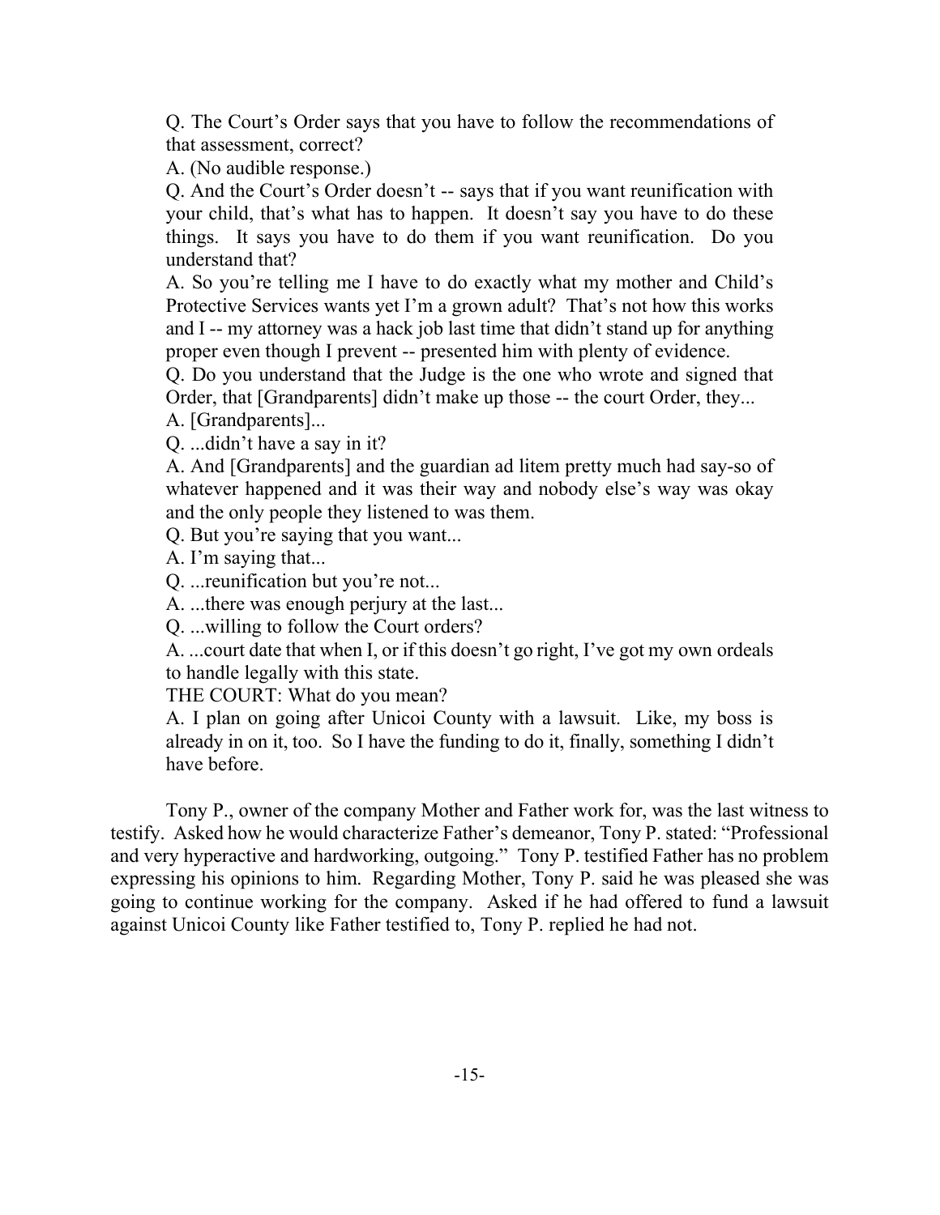Q. The Court's Order says that you have to follow the recommendations of that assessment, correct?

A. (No audible response.)

Q. And the Court's Order doesn't -- says that if you want reunification with your child, that's what has to happen. It doesn't say you have to do these things. It says you have to do them if you want reunification. Do you understand that?

A. So you're telling me I have to do exactly what my mother and Child's Protective Services wants yet I'm a grown adult? That's not how this works and I -- my attorney was a hack job last time that didn't stand up for anything proper even though I prevent -- presented him with plenty of evidence.

Q. Do you understand that the Judge is the one who wrote and signed that Order, that [Grandparents] didn't make up those -- the court Order, they...

A. [Grandparents]...

Q. ...didn't have a say in it?

A. And [Grandparents] and the guardian ad litem pretty much had say-so of whatever happened and it was their way and nobody else's way was okay and the only people they listened to was them.

Q. But you're saying that you want...

A. I'm saying that...

Q. ...reunification but you're not...

A. ...there was enough perjury at the last...

Q. ...willing to follow the Court orders?

A. ...court date that when I, or if this doesn't go right, I've got my own ordeals to handle legally with this state.

THE COURT: What do you mean?

A. I plan on going after Unicoi County with a lawsuit. Like, my boss is already in on it, too. So I have the funding to do it, finally, something I didn't have before.

Tony P., owner of the company Mother and Father work for, was the last witness to testify. Asked how he would characterize Father's demeanor, Tony P. stated: "Professional and very hyperactive and hardworking, outgoing." Tony P. testified Father has no problem expressing his opinions to him. Regarding Mother, Tony P. said he was pleased she was going to continue working for the company. Asked if he had offered to fund a lawsuit against Unicoi County like Father testified to, Tony P. replied he had not.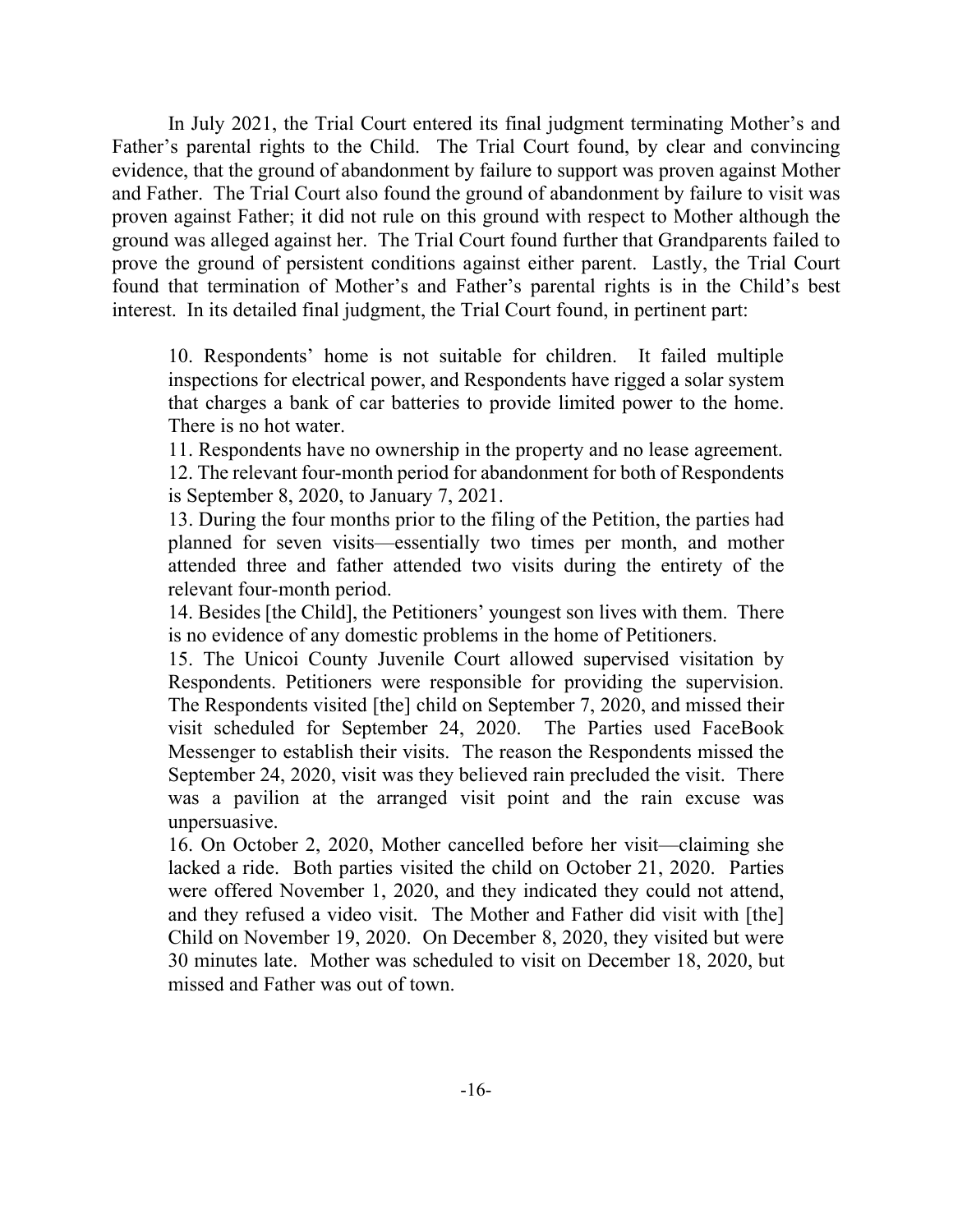In July 2021, the Trial Court entered its final judgment terminating Mother's and Father's parental rights to the Child. The Trial Court found, by clear and convincing evidence, that the ground of abandonment by failure to support was proven against Mother and Father. The Trial Court also found the ground of abandonment by failure to visit was proven against Father; it did not rule on this ground with respect to Mother although the ground was alleged against her. The Trial Court found further that Grandparents failed to prove the ground of persistent conditions against either parent. Lastly, the Trial Court found that termination of Mother's and Father's parental rights is in the Child's best interest. In its detailed final judgment, the Trial Court found, in pertinent part:

> 10. Respondents' home is not suitable for children. It failed multiple inspections for electrical power, and Respondents have rigged a solar system that charges a bank of car batteries to provide limited power to the home. There is no hot water.
>
> 11. Respondents have no ownership in the property and no lease agreement.
>
> 12. The relevant four-month period for abandonment for both of Respondents is September 8, 2020, to January 7, 2021.
>
> 13. During the four months prior to the filing of the Petition, the parties had planned for seven visits—essentially two times per month, and mother attended three and father attended two visits during the entirety of the relevant four-month period.
>
> 14. Besides [the Child], the Petitioners' youngest son lives with them. There is no evidence of any domestic problems in the home of Petitioners.
>
> 15. The Unicoi County Juvenile Court allowed supervised visitation by Respondents. Petitioners were responsible for providing the supervision. The Respondents visited [the] child on September 7, 2020, and missed their visit scheduled for September 24, 2020. The Parties used FaceBook Messenger to establish their visits. The reason the Respondents missed the September 24, 2020, visit was they believed rain precluded the visit. There was a pavilion at the arranged visit point and the rain excuse was unpersuasive.
>
> 16. On October 2, 2020, Mother cancelled before her visit—claiming she lacked a ride. Both parties visited the child on October 21, 2020. Parties were offered November 1, 2020, and they indicated they could not attend, and they refused a video visit. The Mother and Father did visit with [the] Child on November 19, 2020. On December 8, 2020, they visited but were 30 minutes late. Mother was scheduled to visit on December 18, 2020, but missed and Father was out of town.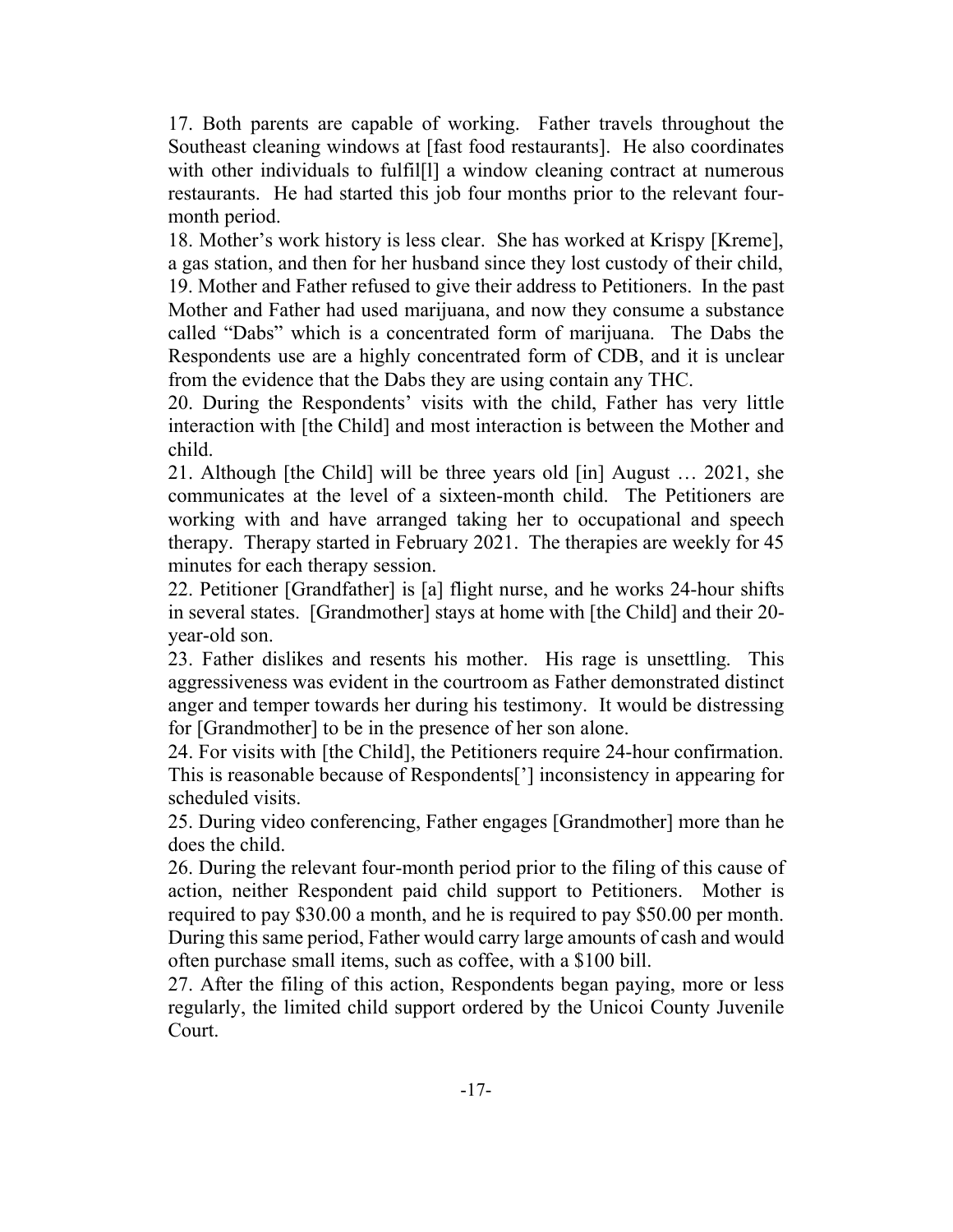17. Both parents are capable of working. Father travels throughout the Southeast cleaning windows at [fast food restaurants]. He also coordinates with other individuals to fulfil[l] a window cleaning contract at numerous restaurants. He had started this job four months prior to the relevant four-month period.

18. Mother's work history is less clear. She has worked at Krispy [Kreme], a gas station, and then for her husband since they lost custody of their child,

19. Mother and Father refused to give their address to Petitioners. In the past Mother and Father had used marijuana, and now they consume a substance called "Dabs" which is a concentrated form of marijuana. The Dabs the Respondents use are a highly concentrated form of CDB, and it is unclear from the evidence that the Dabs they are using contain any THC.

20. During the Respondents' visits with the child, Father has very little interaction with [the Child] and most interaction is between the Mother and child.

21. Although [the Child] will be three years old [in] August … 2021, she communicates at the level of a sixteen-month child. The Petitioners are working with and have arranged taking her to occupational and speech therapy. Therapy started in February 2021. The therapies are weekly for 45 minutes for each therapy session.

22. Petitioner [Grandfather] is [a] flight nurse, and he works 24-hour shifts in several states. [Grandmother] stays at home with [the Child] and their 20-year-old son.

23. Father dislikes and resents his mother. His rage is unsettling. This aggressiveness was evident in the courtroom as Father demonstrated distinct anger and temper towards her during his testimony. It would be distressing for [Grandmother] to be in the presence of her son alone.

24. For visits with [the Child], the Petitioners require 24-hour confirmation. This is reasonable because of Respondents['] inconsistency in appearing for scheduled visits.

25. During video conferencing, Father engages [Grandmother] more than he does the child.

26. During the relevant four-month period prior to the filing of this cause of action, neither Respondent paid child support to Petitioners. Mother is required to pay $30.00 a month, and he is required to pay $50.00 per month. During this same period, Father would carry large amounts of cash and would often purchase small items, such as coffee, with a $100 bill.

27. After the filing of this action, Respondents began paying, more or less regularly, the limited child support ordered by the Unicoi County Juvenile Court.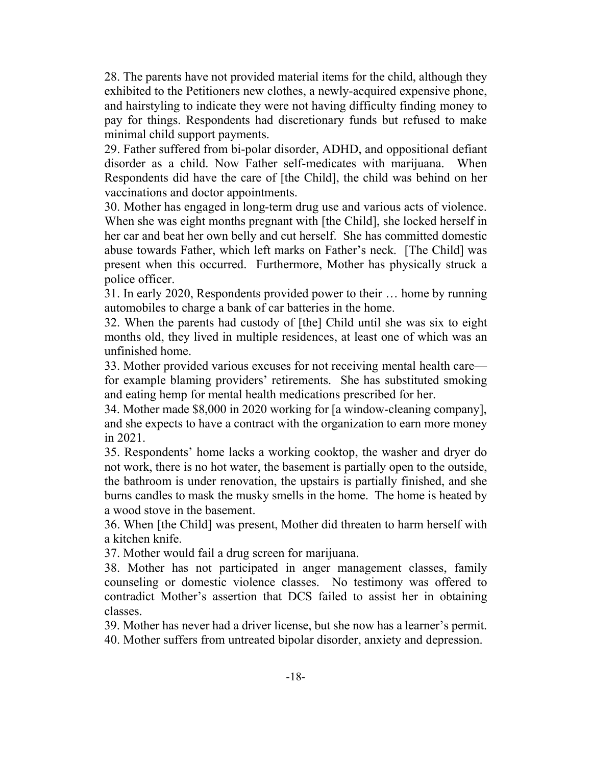28. The parents have not provided material items for the child, although they exhibited to the Petitioners new clothes, a newly-acquired expensive phone, and hairstyling to indicate they were not having difficulty finding money to pay for things. Respondents had discretionary funds but refused to make minimal child support payments.

29. Father suffered from bi-polar disorder, ADHD, and oppositional defiant disorder as a child. Now Father self-medicates with marijuana. When Respondents did have the care of [the Child], the child was behind on her vaccinations and doctor appointments.

30. Mother has engaged in long-term drug use and various acts of violence. When she was eight months pregnant with [the Child], she locked herself in her car and beat her own belly and cut herself. She has committed domestic abuse towards Father, which left marks on Father's neck. [The Child] was present when this occurred. Furthermore, Mother has physically struck a police officer.

31. In early 2020, Respondents provided power to their … home by running automobiles to charge a bank of car batteries in the home.

32. When the parents had custody of [the] Child until she was six to eight months old, they lived in multiple residences, at least one of which was an unfinished home.

33. Mother provided various excuses for not receiving mental health care—for example blaming providers' retirements. She has substituted smoking and eating hemp for mental health medications prescribed for her.

34. Mother made $8,000 in 2020 working for [a window-cleaning company], and she expects to have a contract with the organization to earn more money in 2021.

35. Respondents' home lacks a working cooktop, the washer and dryer do not work, there is no hot water, the basement is partially open to the outside, the bathroom is under renovation, the upstairs is partially finished, and she burns candles to mask the musky smells in the home. The home is heated by a wood stove in the basement.

36. When [the Child] was present, Mother did threaten to harm herself with a kitchen knife.

37. Mother would fail a drug screen for marijuana.

38. Mother has not participated in anger management classes, family counseling or domestic violence classes. No testimony was offered to contradict Mother's assertion that DCS failed to assist her in obtaining classes.

39. Mother has never had a driver license, but she now has a learner's permit.

40. Mother suffers from untreated bipolar disorder, anxiety and depression.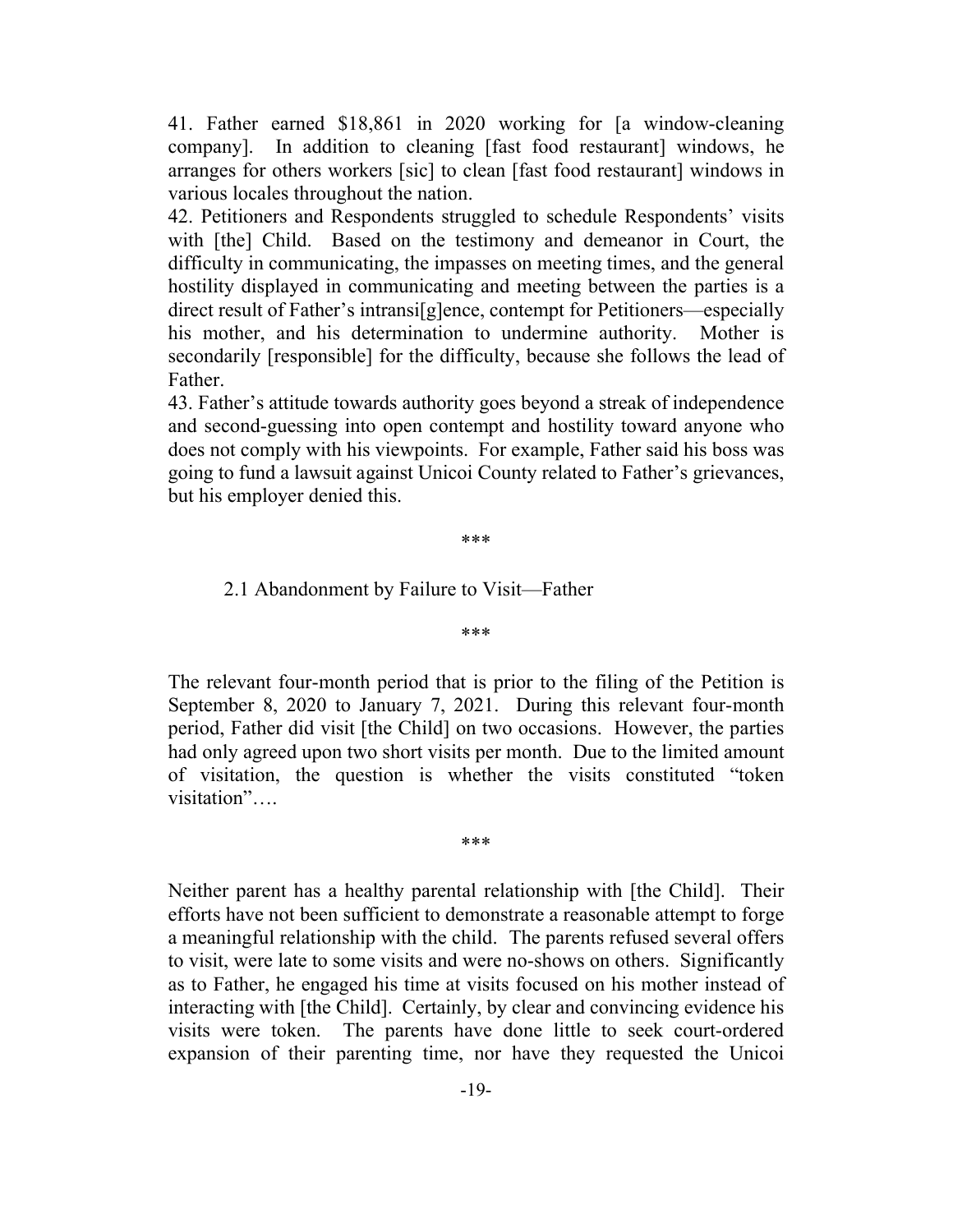41. Father earned $18,861 in 2020 working for [a window-cleaning company]. In addition to cleaning [fast food restaurant] windows, he arranges for others workers [sic] to clean [fast food restaurant] windows in various locales throughout the nation.

42. Petitioners and Respondents struggled to schedule Respondents' visits with [the] Child. Based on the testimony and demeanor in Court, the difficulty in communicating, the impasses on meeting times, and the general hostility displayed in communicating and meeting between the parties is a direct result of Father's intransi[g]ence, contempt for Petitioners—especially his mother, and his determination to undermine authority. Mother is secondarily [responsible] for the difficulty, because she follows the lead of Father.

43. Father's attitude towards authority goes beyond a streak of independence and second-guessing into open contempt and hostility toward anyone who does not comply with his viewpoints. For example, Father said his boss was going to fund a lawsuit against Unicoi County related to Father's grievances, but his employer denied this.

\*\*\*

2.1 Abandonment by Failure to Visit—Father

\*\*\*

The relevant four-month period that is prior to the filing of the Petition is September 8, 2020 to January 7, 2021. During this relevant four-month period, Father did visit [the Child] on two occasions. However, the parties had only agreed upon two short visits per month. Due to the limited amount of visitation, the question is whether the visits constituted "token visitation"….

\*\*\*

Neither parent has a healthy parental relationship with [the Child]. Their efforts have not been sufficient to demonstrate a reasonable attempt to forge a meaningful relationship with the child. The parents refused several offers to visit, were late to some visits and were no-shows on others. Significantly as to Father, he engaged his time at visits focused on his mother instead of interacting with [the Child]. Certainly, by clear and convincing evidence his visits were token. The parents have done little to seek court-ordered expansion of their parenting time, nor have they requested the Unicoi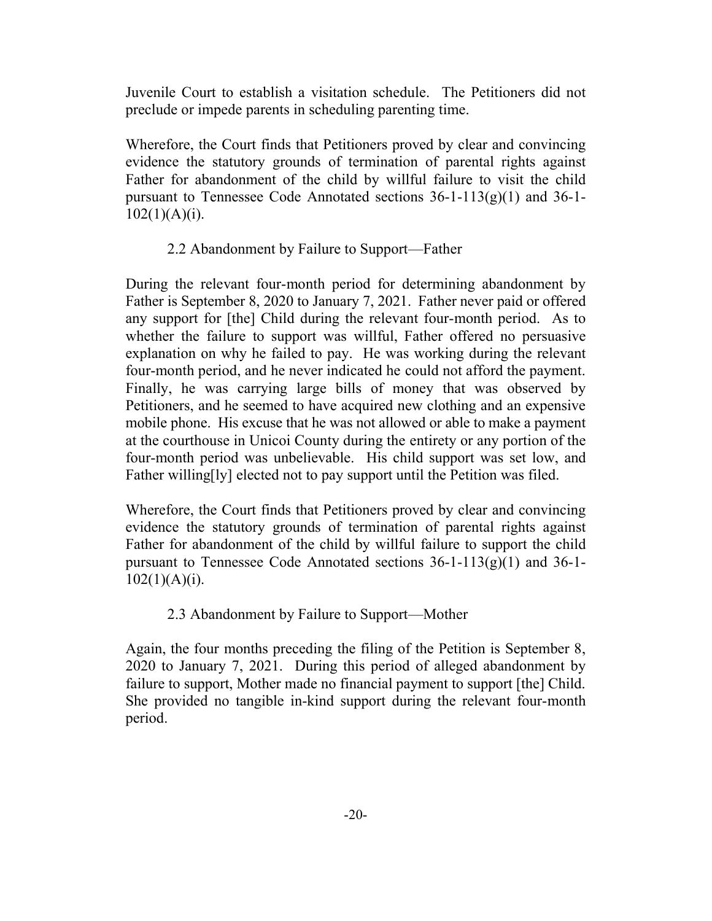Juvenile Court to establish a visitation schedule. The Petitioners did not preclude or impede parents in scheduling parenting time.

Wherefore, the Court finds that Petitioners proved by clear and convincing evidence the statutory grounds of termination of parental rights against Father for abandonment of the child by willful failure to visit the child pursuant to Tennessee Code Annotated sections 36-1-113(g)(1) and 36-1-102(1)(A)(i).

2.2 Abandonment by Failure to Support—Father

During the relevant four-month period for determining abandonment by Father is September 8, 2020 to January 7, 2021. Father never paid or offered any support for [the] Child during the relevant four-month period. As to whether the failure to support was willful, Father offered no persuasive explanation on why he failed to pay. He was working during the relevant four-month period, and he never indicated he could not afford the payment. Finally, he was carrying large bills of money that was observed by Petitioners, and he seemed to have acquired new clothing and an expensive mobile phone. His excuse that he was not allowed or able to make a payment at the courthouse in Unicoi County during the entirety or any portion of the four-month period was unbelievable. His child support was set low, and Father willing[ly] elected not to pay support until the Petition was filed.

Wherefore, the Court finds that Petitioners proved by clear and convincing evidence the statutory grounds of termination of parental rights against Father for abandonment of the child by willful failure to support the child pursuant to Tennessee Code Annotated sections 36-1-113(g)(1) and 36-1-102(1)(A)(i).

2.3 Abandonment by Failure to Support—Mother

Again, the four months preceding the filing of the Petition is September 8, 2020 to January 7, 2021. During this period of alleged abandonment by failure to support, Mother made no financial payment to support [the] Child. She provided no tangible in-kind support during the relevant four-month period.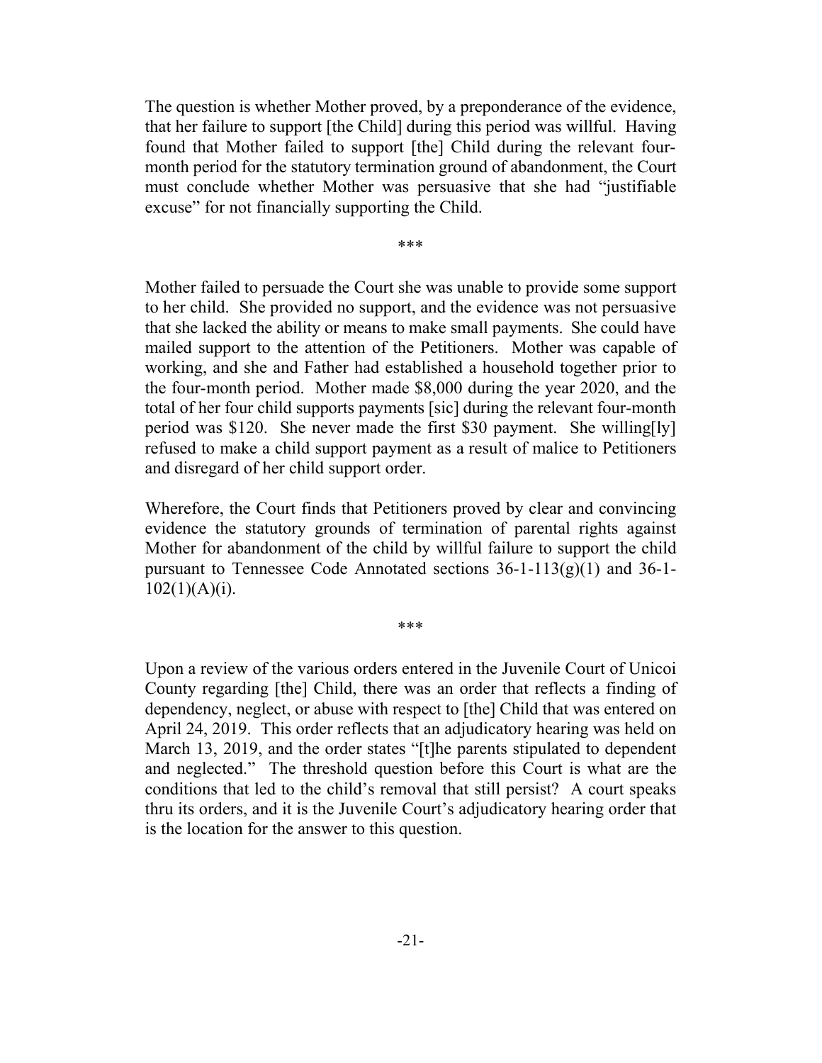The question is whether Mother proved, by a preponderance of the evidence, that her failure to support [the Child] during this period was willful. Having found that Mother failed to support [the] Child during the relevant four-month period for the statutory termination ground of abandonment, the Court must conclude whether Mother was persuasive that she had "justifiable excuse" for not financially supporting the Child.

\*\*\*

Mother failed to persuade the Court she was unable to provide some support to her child. She provided no support, and the evidence was not persuasive that she lacked the ability or means to make small payments. She could have mailed support to the attention of the Petitioners. Mother was capable of working, and she and Father had established a household together prior to the four-month period. Mother made $8,000 during the year 2020, and the total of her four child supports payments [sic] during the relevant four-month period was $120. She never made the first $30 payment. She willing[ly] refused to make a child support payment as a result of malice to Petitioners and disregard of her child support order.

Wherefore, the Court finds that Petitioners proved by clear and convincing evidence the statutory grounds of termination of parental rights against Mother for abandonment of the child by willful failure to support the child pursuant to Tennessee Code Annotated sections 36-1-113(g)(1) and 36-1-102(1)(A)(i).

\*\*\*

Upon a review of the various orders entered in the Juvenile Court of Unicoi County regarding [the] Child, there was an order that reflects a finding of dependency, neglect, or abuse with respect to [the] Child that was entered on April 24, 2019. This order reflects that an adjudicatory hearing was held on March 13, 2019, and the order states "[t]he parents stipulated to dependent and neglected." The threshold question before this Court is what are the conditions that led to the child's removal that still persist? A court speaks thru its orders, and it is the Juvenile Court's adjudicatory hearing order that is the location for the answer to this question.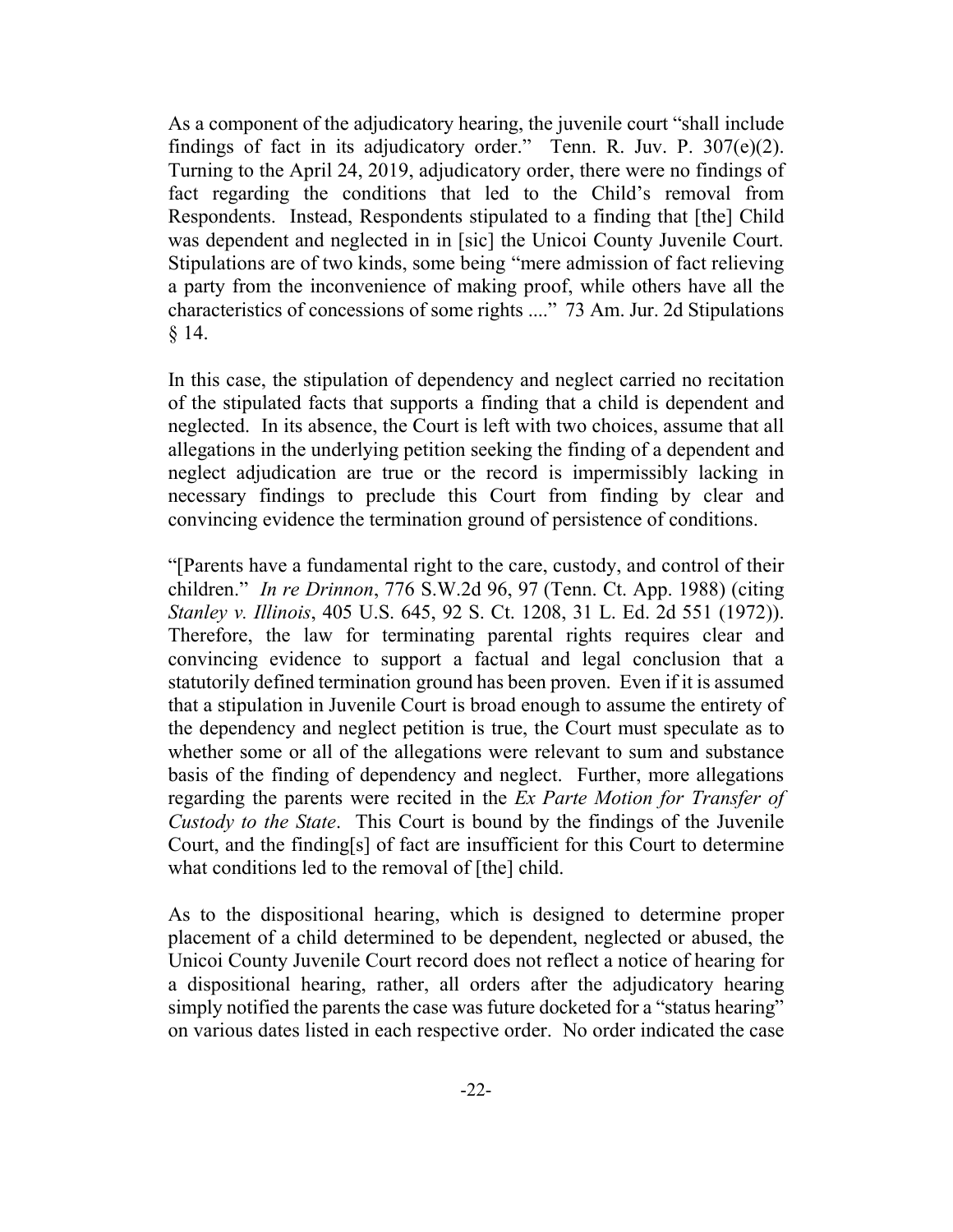As a component of the adjudicatory hearing, the juvenile court "shall include findings of fact in its adjudicatory order." Tenn. R. Juv. P. 307(e)(2). Turning to the April 24, 2019, adjudicatory order, there were no findings of fact regarding the conditions that led to the Child's removal from Respondents. Instead, Respondents stipulated to a finding that [the] Child was dependent and neglected in in [sic] the Unicoi County Juvenile Court. Stipulations are of two kinds, some being "mere admission of fact relieving a party from the inconvenience of making proof, while others have all the characteristics of concessions of some rights ...." 73 Am. Jur. 2d Stipulations § 14.

In this case, the stipulation of dependency and neglect carried no recitation of the stipulated facts that supports a finding that a child is dependent and neglected. In its absence, the Court is left with two choices, assume that all allegations in the underlying petition seeking the finding of a dependent and neglect adjudication are true or the record is impermissibly lacking in necessary findings to preclude this Court from finding by clear and convincing evidence the termination ground of persistence of conditions.

"[Parents have a fundamental right to the care, custody, and control of their children." *In re Drinnon*, 776 S.W.2d 96, 97 (Tenn. Ct. App. 1988) (citing *Stanley v. Illinois*, 405 U.S. 645, 92 S. Ct. 1208, 31 L. Ed. 2d 551 (1972)). Therefore, the law for terminating parental rights requires clear and convincing evidence to support a factual and legal conclusion that a statutorily defined termination ground has been proven. Even if it is assumed that a stipulation in Juvenile Court is broad enough to assume the entirety of the dependency and neglect petition is true, the Court must speculate as to whether some or all of the allegations were relevant to sum and substance basis of the finding of dependency and neglect. Further, more allegations regarding the parents were recited in the *Ex Parte Motion for Transfer of Custody to the State*. This Court is bound by the findings of the Juvenile Court, and the finding[s] of fact are insufficient for this Court to determine what conditions led to the removal of [the] child.

As to the dispositional hearing, which is designed to determine proper placement of a child determined to be dependent, neglected or abused, the Unicoi County Juvenile Court record does not reflect a notice of hearing for a dispositional hearing, rather, all orders after the adjudicatory hearing simply notified the parents the case was future docketed for a "status hearing" on various dates listed in each respective order. No order indicated the case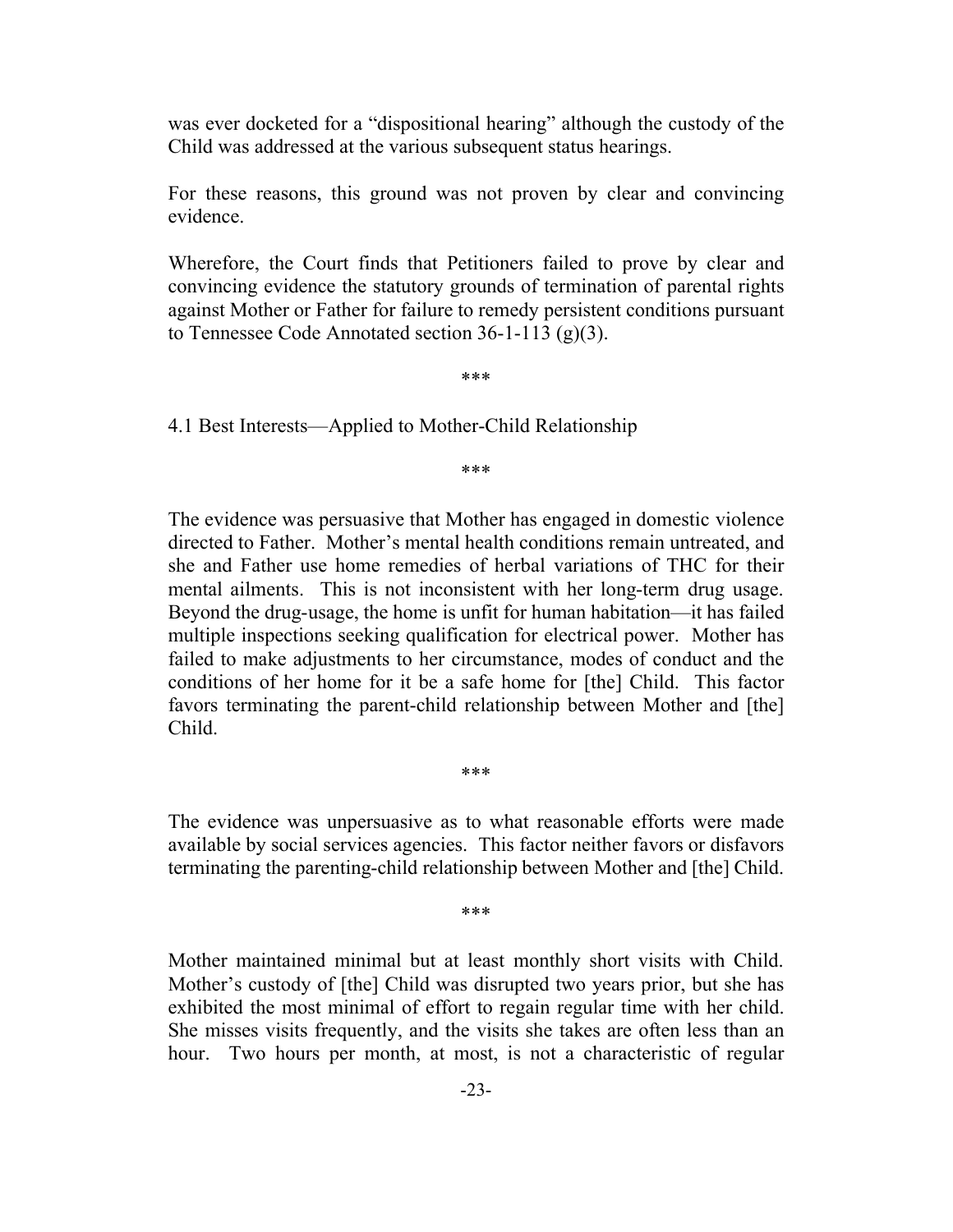was ever docketed for a "dispositional hearing" although the custody of the Child was addressed at the various subsequent status hearings.

For these reasons, this ground was not proven by clear and convincing evidence.

Wherefore, the Court finds that Petitioners failed to prove by clear and convincing evidence the statutory grounds of termination of parental rights against Mother or Father for failure to remedy persistent conditions pursuant to Tennessee Code Annotated section 36-1-113 (g)(3).

\*\*\*

4.1 Best Interests—Applied to Mother-Child Relationship

\*\*\*

The evidence was persuasive that Mother has engaged in domestic violence directed to Father. Mother's mental health conditions remain untreated, and she and Father use home remedies of herbal variations of THC for their mental ailments. This is not inconsistent with her long-term drug usage. Beyond the drug-usage, the home is unfit for human habitation—it has failed multiple inspections seeking qualification for electrical power. Mother has failed to make adjustments to her circumstance, modes of conduct and the conditions of her home for it be a safe home for [the] Child. This factor favors terminating the parent-child relationship between Mother and [the] Child.

\*\*\*

The evidence was unpersuasive as to what reasonable efforts were made available by social services agencies. This factor neither favors or disfavors terminating the parenting-child relationship between Mother and [the] Child.

\*\*\*

Mother maintained minimal but at least monthly short visits with Child. Mother's custody of [the] Child was disrupted two years prior, but she has exhibited the most minimal of effort to regain regular time with her child. She misses visits frequently, and the visits she takes are often less than an hour. Two hours per month, at most, is not a characteristic of regular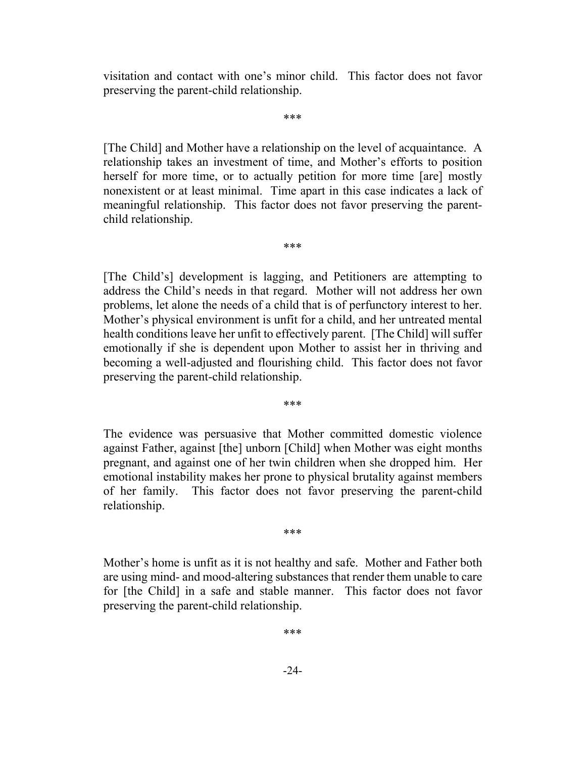visitation and contact with one's minor child. This factor does not favor preserving the parent-child relationship.

***

[The Child] and Mother have a relationship on the level of acquaintance. A relationship takes an investment of time, and Mother's efforts to position herself for more time, or to actually petition for more time [are] mostly nonexistent or at least minimal. Time apart in this case indicates a lack of meaningful relationship. This factor does not favor preserving the parent-child relationship.

***

[The Child's] development is lagging, and Petitioners are attempting to address the Child's needs in that regard. Mother will not address her own problems, let alone the needs of a child that is of perfunctory interest to her. Mother's physical environment is unfit for a child, and her untreated mental health conditions leave her unfit to effectively parent. [The Child] will suffer emotionally if she is dependent upon Mother to assist her in thriving and becoming a well-adjusted and flourishing child. This factor does not favor preserving the parent-child relationship.

***

The evidence was persuasive that Mother committed domestic violence against Father, against [the] unborn [Child] when Mother was eight months pregnant, and against one of her twin children when she dropped him. Her emotional instability makes her prone to physical brutality against members of her family. This factor does not favor preserving the parent-child relationship.

***

Mother's home is unfit as it is not healthy and safe. Mother and Father both are using mind- and mood-altering substances that render them unable to care for [the Child] in a safe and stable manner. This factor does not favor preserving the parent-child relationship.

***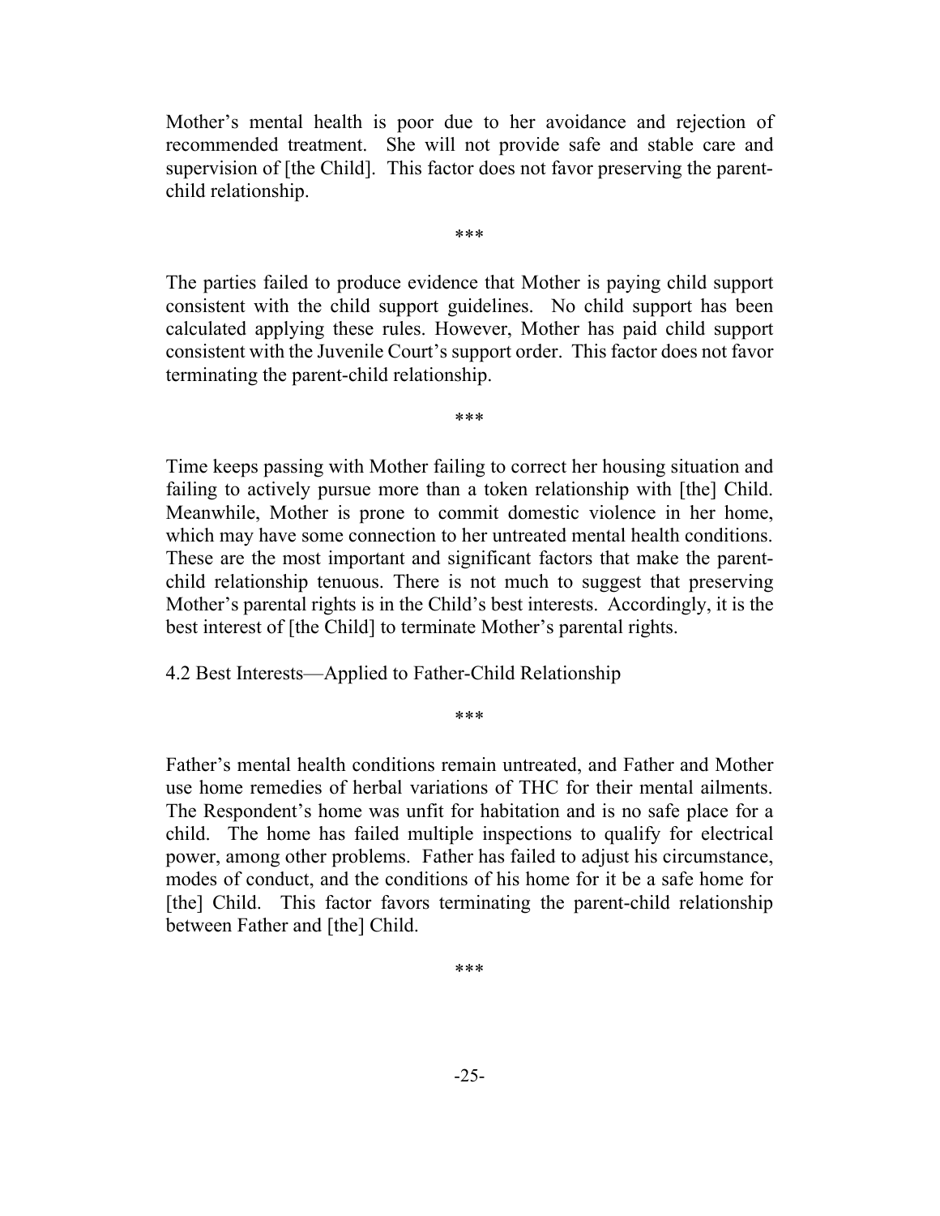Mother's mental health is poor due to her avoidance and rejection of recommended treatment. She will not provide safe and stable care and supervision of [the Child]. This factor does not favor preserving the parent-child relationship.

***

The parties failed to produce evidence that Mother is paying child support consistent with the child support guidelines. No child support has been calculated applying these rules. However, Mother has paid child support consistent with the Juvenile Court's support order. This factor does not favor terminating the parent-child relationship.

***

Time keeps passing with Mother failing to correct her housing situation and failing to actively pursue more than a token relationship with [the] Child. Meanwhile, Mother is prone to commit domestic violence in her home, which may have some connection to her untreated mental health conditions. These are the most important and significant factors that make the parent-child relationship tenuous. There is not much to suggest that preserving Mother's parental rights is in the Child's best interests. Accordingly, it is the best interest of [the Child] to terminate Mother's parental rights.

4.2 Best Interests—Applied to Father-Child Relationship

***

Father's mental health conditions remain untreated, and Father and Mother use home remedies of herbal variations of THC for their mental ailments. The Respondent's home was unfit for habitation and is no safe place for a child. The home has failed multiple inspections to qualify for electrical power, among other problems. Father has failed to adjust his circumstance, modes of conduct, and the conditions of his home for it be a safe home for [the] Child. This factor favors terminating the parent-child relationship between Father and [the] Child.

***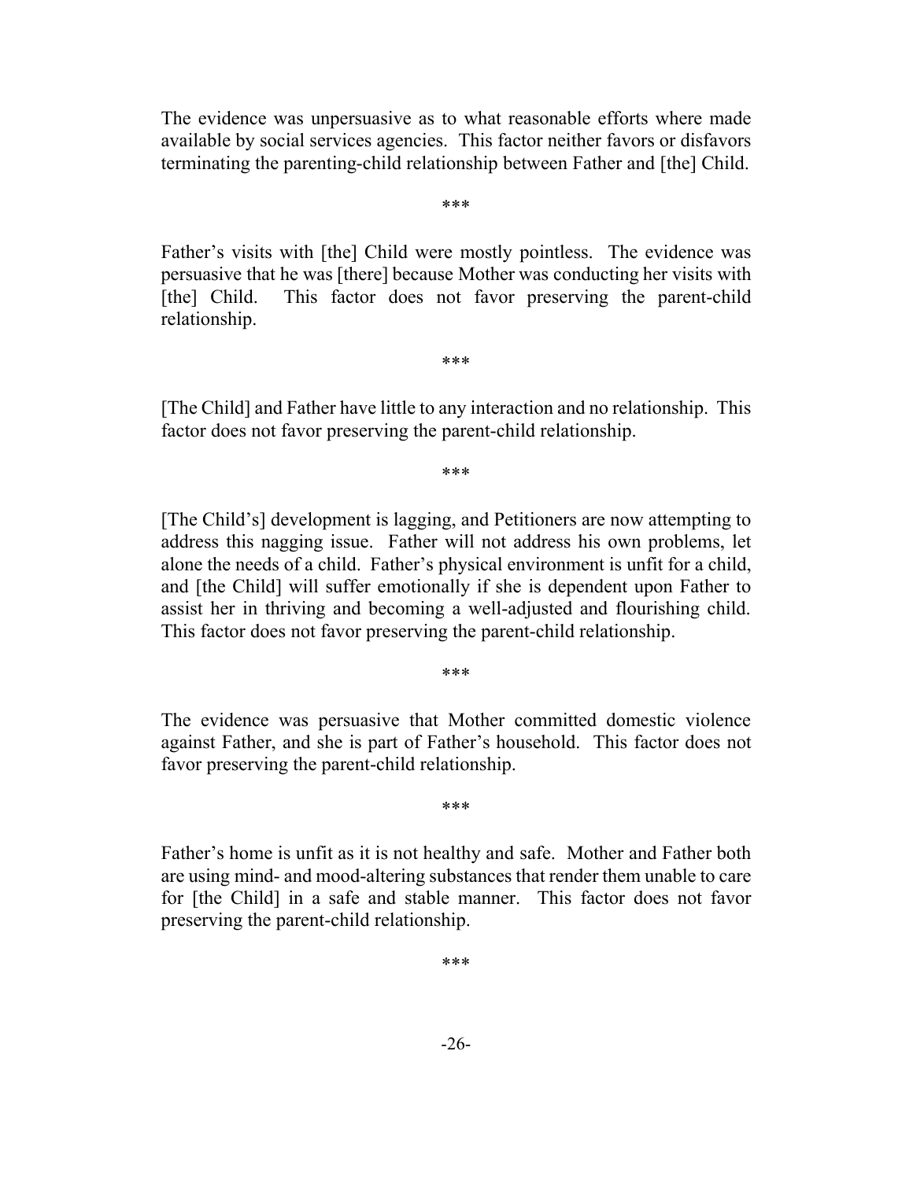The evidence was unpersuasive as to what reasonable efforts where made available by social services agencies. This factor neither favors or disfavors terminating the parenting-child relationship between Father and [the] Child.

\*\*\*

Father's visits with [the] Child were mostly pointless. The evidence was persuasive that he was [there] because Mother was conducting her visits with [the] Child. This factor does not favor preserving the parent-child relationship.

\*\*\*

[The Child] and Father have little to any interaction and no relationship. This factor does not favor preserving the parent-child relationship.

\*\*\*

[The Child's] development is lagging, and Petitioners are now attempting to address this nagging issue. Father will not address his own problems, let alone the needs of a child. Father's physical environment is unfit for a child, and [the Child] will suffer emotionally if she is dependent upon Father to assist her in thriving and becoming a well-adjusted and flourishing child. This factor does not favor preserving the parent-child relationship.

\*\*\*

The evidence was persuasive that Mother committed domestic violence against Father, and she is part of Father's household. This factor does not favor preserving the parent-child relationship.

\*\*\*

Father's home is unfit as it is not healthy and safe. Mother and Father both are using mind- and mood-altering substances that render them unable to care for [the Child] in a safe and stable manner. This factor does not favor preserving the parent-child relationship.

\*\*\*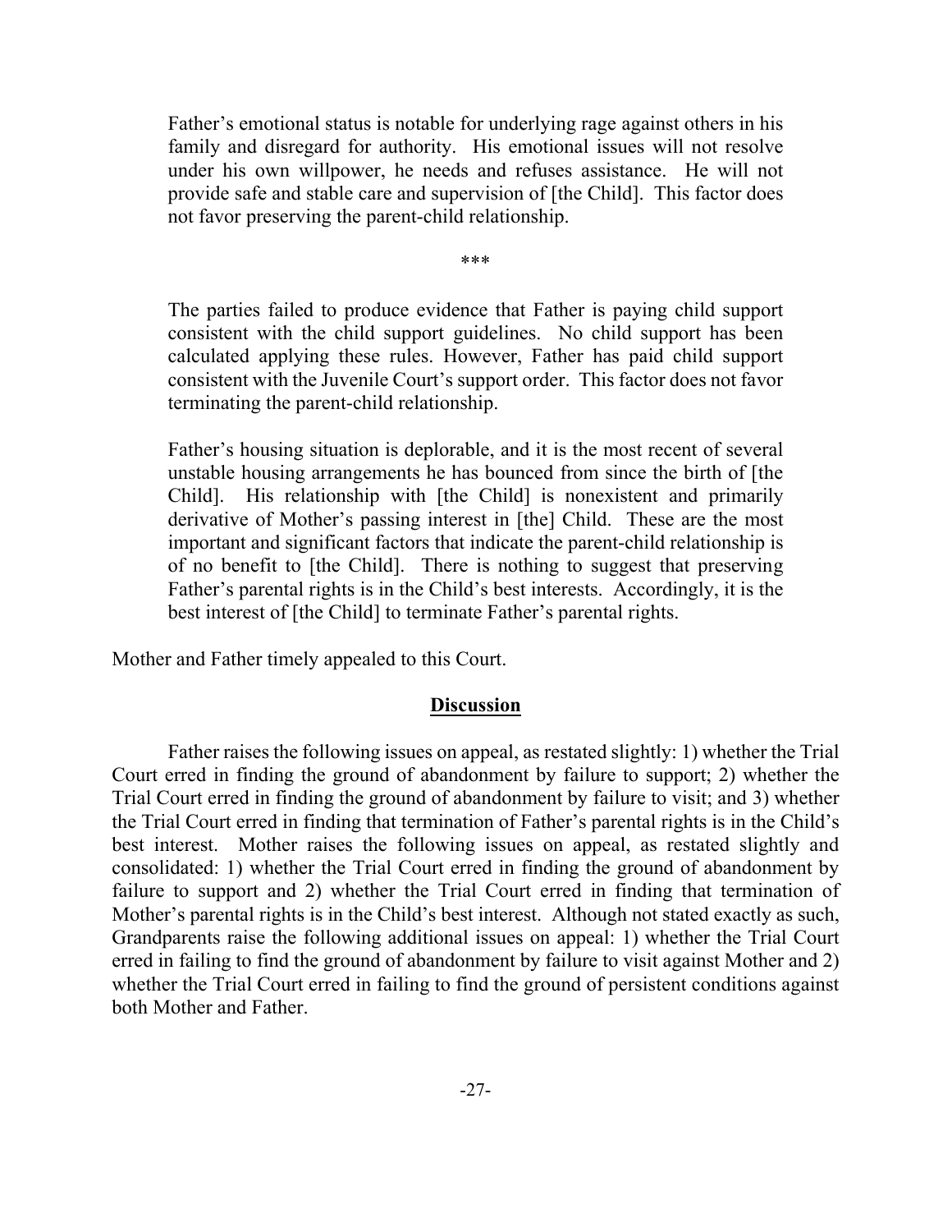> Father's emotional status is notable for underlying rage against others in his family and disregard for authority. His emotional issues will not resolve under his own willpower, he needs and refuses assistance. He will not provide safe and stable care and supervision of [the Child]. This factor does not favor preserving the parent-child relationship.
>
> \*\*\*
>
> The parties failed to produce evidence that Father is paying child support consistent with the child support guidelines. No child support has been calculated applying these rules. However, Father has paid child support consistent with the Juvenile Court's support order. This factor does not favor terminating the parent-child relationship.
>
> Father's housing situation is deplorable, and it is the most recent of several unstable housing arrangements he has bounced from since the birth of [the Child]. His relationship with [the Child] is nonexistent and primarily derivative of Mother's passing interest in [the] Child. These are the most important and significant factors that indicate the parent-child relationship is of no benefit to [the Child]. There is nothing to suggest that preserving Father's parental rights is in the Child's best interests. Accordingly, it is the best interest of [the Child] to terminate Father's parental rights.

Mother and Father timely appealed to this Court.

## Discussion

Father raises the following issues on appeal, as restated slightly: 1) whether the Trial Court erred in finding the ground of abandonment by failure to support; 2) whether the Trial Court erred in finding the ground of abandonment by failure to visit; and 3) whether the Trial Court erred in finding that termination of Father's parental rights is in the Child's best interest. Mother raises the following issues on appeal, as restated slightly and consolidated: 1) whether the Trial Court erred in finding the ground of abandonment by failure to support and 2) whether the Trial Court erred in finding that termination of Mother's parental rights is in the Child's best interest. Although not stated exactly as such, Grandparents raise the following additional issues on appeal: 1) whether the Trial Court erred in failing to find the ground of abandonment by failure to visit against Mother and 2) whether the Trial Court erred in failing to find the ground of persistent conditions against both Mother and Father.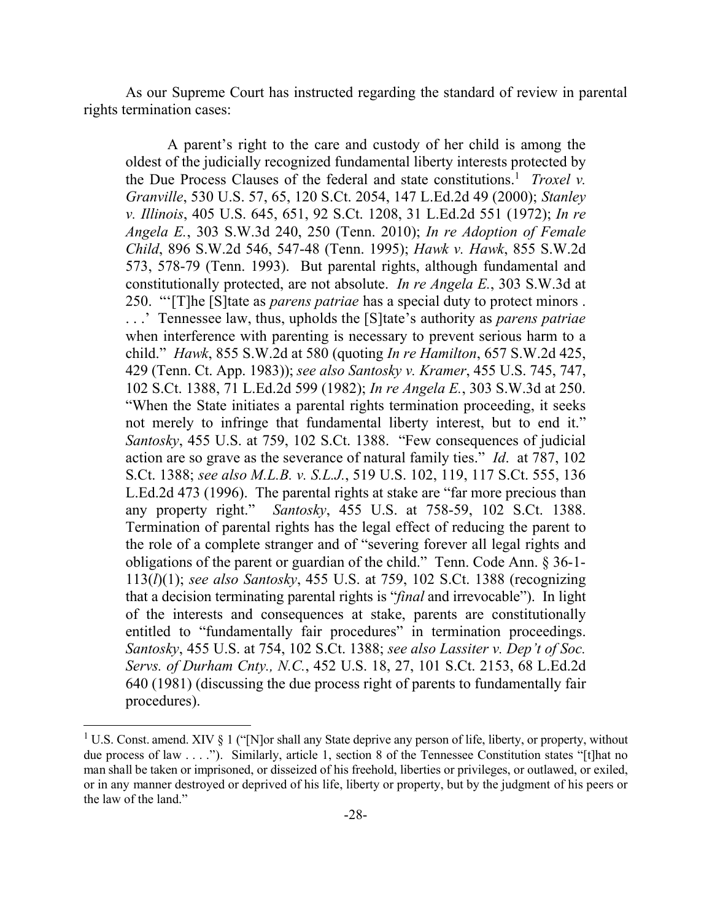As our Supreme Court has instructed regarding the standard of review in parental rights termination cases:

> A parent's right to the care and custody of her child is among the oldest of the judicially recognized fundamental liberty interests protected by the Due Process Clauses of the federal and state constitutions.[1] *Troxel v. Granville*, 530 U.S. 57, 65, 120 S.Ct. 2054, 147 L.Ed.2d 49 (2000); *Stanley v. Illinois*, 405 U.S. 645, 651, 92 S.Ct. 1208, 31 L.Ed.2d 551 (1972); *In re Angela E.*, 303 S.W.3d 240, 250 (Tenn. 2010); *In re Adoption of Female Child*, 896 S.W.2d 546, 547-48 (Tenn. 1995); *Hawk v. Hawk*, 855 S.W.2d 573, 578-79 (Tenn. 1993). But parental rights, although fundamental and constitutionally protected, are not absolute. *In re Angela E.*, 303 S.W.3d at 250. "'[T]he [S]tate as *parens patriae* has a special duty to protect minors . . . .' Tennessee law, thus, upholds the [S]tate's authority as *parens patriae* when interference with parenting is necessary to prevent serious harm to a child." *Hawk*, 855 S.W.2d at 580 (quoting *In re Hamilton*, 657 S.W.2d 425, 429 (Tenn. Ct. App. 1983)); *see also Santosky v. Kramer*, 455 U.S. 745, 747, 102 S.Ct. 1388, 71 L.Ed.2d 599 (1982); *In re Angela E.*, 303 S.W.3d at 250. "When the State initiates a parental rights termination proceeding, it seeks not merely to infringe that fundamental liberty interest, but to end it." *Santosky*, 455 U.S. at 759, 102 S.Ct. 1388. "Few consequences of judicial action are so grave as the severance of natural family ties." *Id*. at 787, 102 S.Ct. 1388; *see also M.L.B. v. S.L.J.*, 519 U.S. 102, 119, 117 S.Ct. 555, 136 L.Ed.2d 473 (1996). The parental rights at stake are "far more precious than any property right." *Santosky*, 455 U.S. at 758-59, 102 S.Ct. 1388. Termination of parental rights has the legal effect of reducing the parent to the role of a complete stranger and of "severing forever all legal rights and obligations of the parent or guardian of the child." Tenn. Code Ann. § 36-1-113(*l*)(1); *see also Santosky*, 455 U.S. at 759, 102 S.Ct. 1388 (recognizing that a decision terminating parental rights is "*final* and irrevocable"). In light of the interests and consequences at stake, parents are constitutionally entitled to "fundamentally fair procedures" in termination proceedings. *Santosky*, 455 U.S. at 754, 102 S.Ct. 1388; *see also Lassiter v. Dep't of Soc. Servs. of Durham Cnty., N.C.*, 452 U.S. 18, 27, 101 S.Ct. 2153, 68 L.Ed.2d 640 (1981) (discussing the due process right of parents to fundamentally fair procedures).

---

[1] U.S. Const. amend. XIV § 1 ("[N]or shall any State deprive any person of life, liberty, or property, without due process of law . . . ."). Similarly, article 1, section 8 of the Tennessee Constitution states "[t]hat no man shall be taken or imprisoned, or disseized of his freehold, liberties or privileges, or outlawed, or exiled, or in any manner destroyed or deprived of his life, liberty or property, but by the judgment of his peers or the law of the land."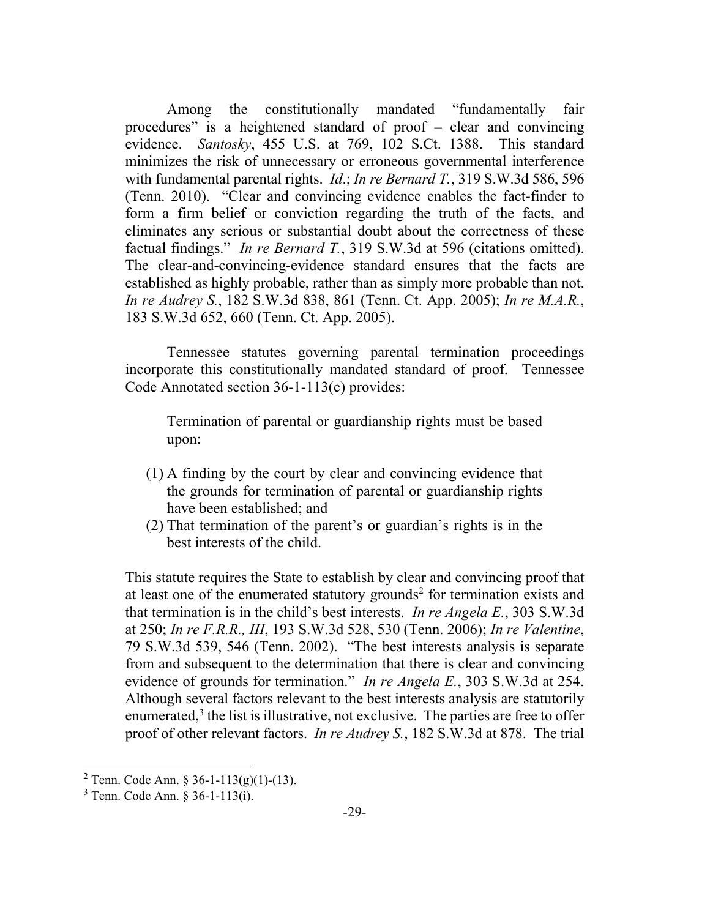Among the constitutionally mandated "fundamentally fair procedures" is a heightened standard of proof – clear and convincing evidence. *Santosky*, 455 U.S. at 769, 102 S.Ct. 1388. This standard minimizes the risk of unnecessary or erroneous governmental interference with fundamental parental rights. *Id*.; *In re Bernard T.*, 319 S.W.3d 586, 596 (Tenn. 2010). "Clear and convincing evidence enables the fact-finder to form a firm belief or conviction regarding the truth of the facts, and eliminates any serious or substantial doubt about the correctness of these factual findings." *In re Bernard T.*, 319 S.W.3d at 596 (citations omitted). The clear-and-convincing-evidence standard ensures that the facts are established as highly probable, rather than as simply more probable than not. *In re Audrey S.*, 182 S.W.3d 838, 861 (Tenn. Ct. App. 2005); *In re M.A.R.*, 183 S.W.3d 652, 660 (Tenn. Ct. App. 2005).

Tennessee statutes governing parental termination proceedings incorporate this constitutionally mandated standard of proof. Tennessee Code Annotated section 36-1-113(c) provides:

> Termination of parental or guardianship rights must be based upon:
>
> (1) A finding by the court by clear and convincing evidence that the grounds for termination of parental or guardianship rights have been established; and
> (2) That termination of the parent's or guardian's rights is in the best interests of the child.

This statute requires the State to establish by clear and convincing proof that at least one of the enumerated statutory grounds[2] for termination exists and that termination is in the child's best interests. *In re Angela E.*, 303 S.W.3d at 250; *In re F.R.R., III*, 193 S.W.3d 528, 530 (Tenn. 2006); *In re Valentine*, 79 S.W.3d 539, 546 (Tenn. 2002). "The best interests analysis is separate from and subsequent to the determination that there is clear and convincing evidence of grounds for termination." *In re Angela E.*, 303 S.W.3d at 254. Although several factors relevant to the best interests analysis are statutorily enumerated,[3] the list is illustrative, not exclusive. The parties are free to offer proof of other relevant factors. *In re Audrey S.*, 182 S.W.3d at 878. The trial

---

[2] Tenn. Code Ann. § 36-1-113(g)(1)-(13).

[3] Tenn. Code Ann. § 36-1-113(i).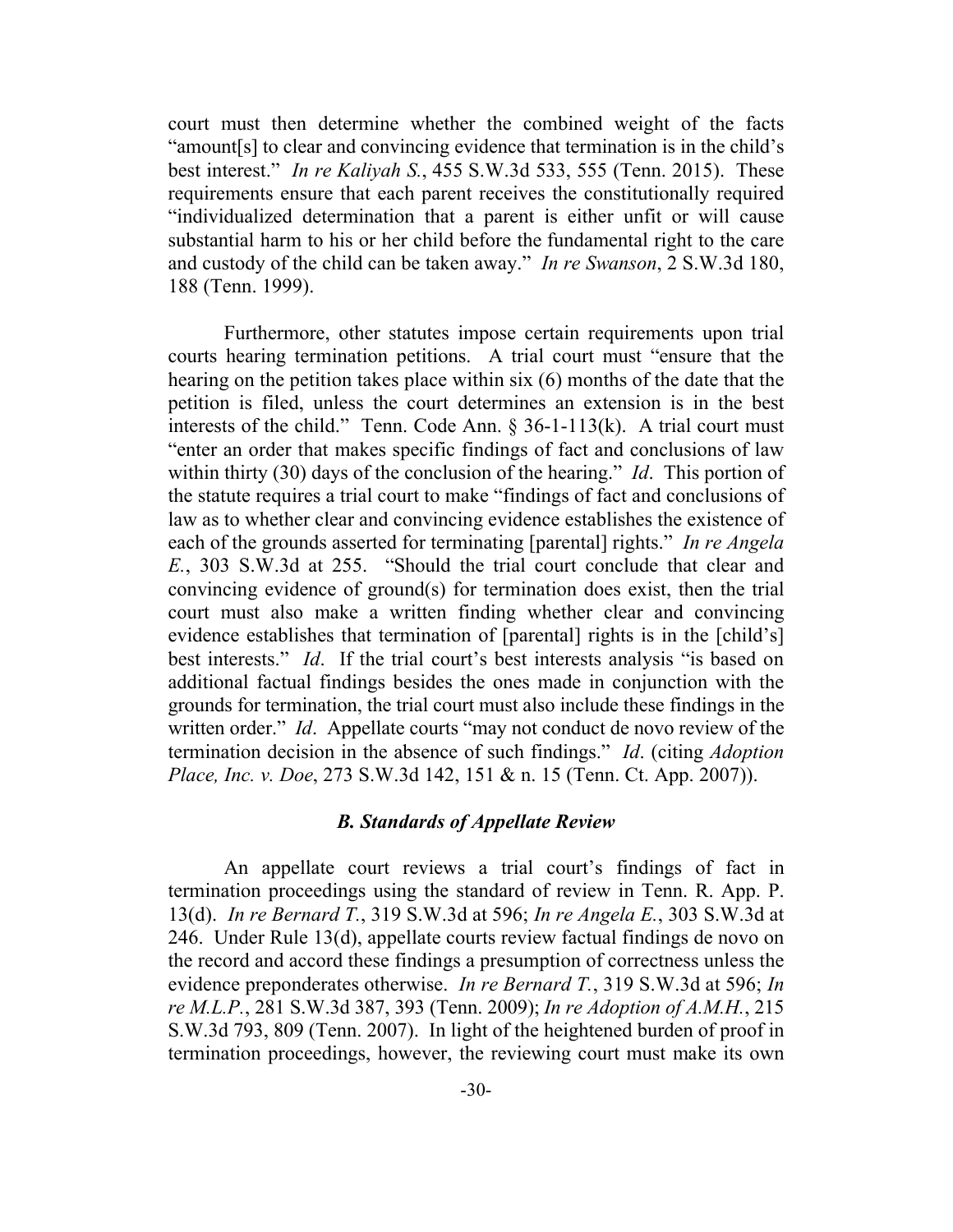court must then determine whether the combined weight of the facts "amount[s] to clear and convincing evidence that termination is in the child's best interest." *In re Kaliyah S.*, 455 S.W.3d 533, 555 (Tenn. 2015). These requirements ensure that each parent receives the constitutionally required "individualized determination that a parent is either unfit or will cause substantial harm to his or her child before the fundamental right to the care and custody of the child can be taken away." *In re Swanson*, 2 S.W.3d 180, 188 (Tenn. 1999).

Furthermore, other statutes impose certain requirements upon trial courts hearing termination petitions. A trial court must "ensure that the hearing on the petition takes place within six (6) months of the date that the petition is filed, unless the court determines an extension is in the best interests of the child." Tenn. Code Ann. § 36-1-113(k). A trial court must "enter an order that makes specific findings of fact and conclusions of law within thirty (30) days of the conclusion of the hearing." *Id*. This portion of the statute requires a trial court to make "findings of fact and conclusions of law as to whether clear and convincing evidence establishes the existence of each of the grounds asserted for terminating [parental] rights." *In re Angela E.*, 303 S.W.3d at 255. "Should the trial court conclude that clear and convincing evidence of ground(s) for termination does exist, then the trial court must also make a written finding whether clear and convincing evidence establishes that termination of [parental] rights is in the [child's] best interests." *Id*. If the trial court's best interests analysis "is based on additional factual findings besides the ones made in conjunction with the grounds for termination, the trial court must also include these findings in the written order." *Id*. Appellate courts "may not conduct de novo review of the termination decision in the absence of such findings." *Id*. (citing *Adoption Place, Inc. v. Doe*, 273 S.W.3d 142, 151 & n. 15 (Tenn. Ct. App. 2007)).

### *B. Standards of Appellate Review*

An appellate court reviews a trial court's findings of fact in termination proceedings using the standard of review in Tenn. R. App. P. 13(d). *In re Bernard T.*, 319 S.W.3d at 596; *In re Angela E.*, 303 S.W.3d at 246. Under Rule 13(d), appellate courts review factual findings de novo on the record and accord these findings a presumption of correctness unless the evidence preponderates otherwise. *In re Bernard T.*, 319 S.W.3d at 596; *In re M.L.P.*, 281 S.W.3d 387, 393 (Tenn. 2009); *In re Adoption of A.M.H.*, 215 S.W.3d 793, 809 (Tenn. 2007). In light of the heightened burden of proof in termination proceedings, however, the reviewing court must make its own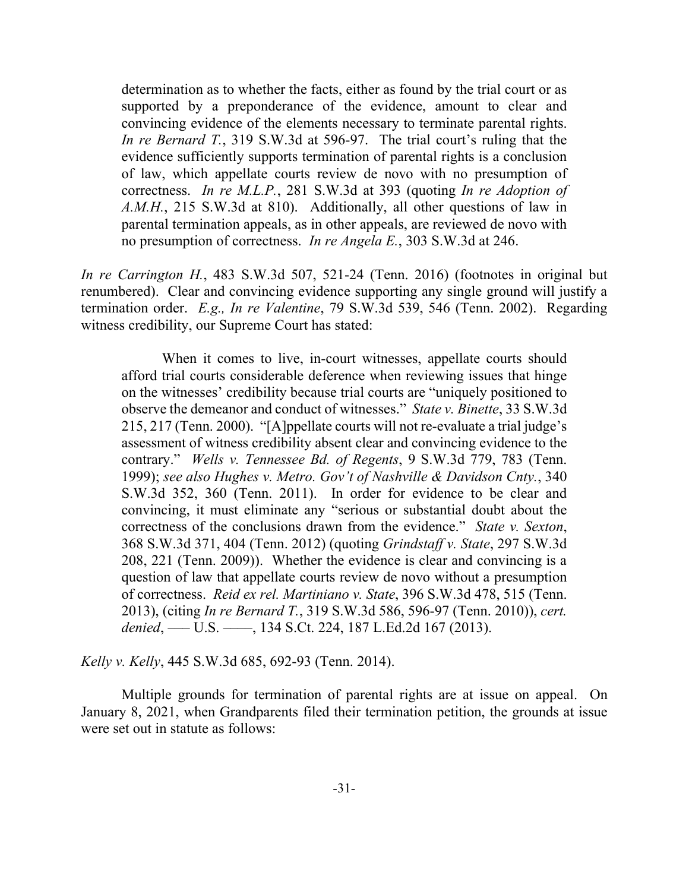> determination as to whether the facts, either as found by the trial court or as supported by a preponderance of the evidence, amount to clear and convincing evidence of the elements necessary to terminate parental rights. *In re Bernard T.*, 319 S.W.3d at 596-97. The trial court's ruling that the evidence sufficiently supports termination of parental rights is a conclusion of law, which appellate courts review de novo with no presumption of correctness. *In re M.L.P.*, 281 S.W.3d at 393 (quoting *In re Adoption of A.M.H.*, 215 S.W.3d at 810). Additionally, all other questions of law in parental termination appeals, as in other appeals, are reviewed de novo with no presumption of correctness. *In re Angela E.*, 303 S.W.3d at 246.

*In re Carrington H.*, 483 S.W.3d 507, 521-24 (Tenn. 2016) (footnotes in original but renumbered). Clear and convincing evidence supporting any single ground will justify a termination order. *E.g., In re Valentine*, 79 S.W.3d 539, 546 (Tenn. 2002). Regarding witness credibility, our Supreme Court has stated:

> When it comes to live, in-court witnesses, appellate courts should afford trial courts considerable deference when reviewing issues that hinge on the witnesses' credibility because trial courts are "uniquely positioned to observe the demeanor and conduct of witnesses." *State v. Binette*, 33 S.W.3d 215, 217 (Tenn. 2000). "[A]ppellate courts will not re-evaluate a trial judge's assessment of witness credibility absent clear and convincing evidence to the contrary." *Wells v. Tennessee Bd. of Regents*, 9 S.W.3d 779, 783 (Tenn. 1999); *see also Hughes v. Metro. Gov't of Nashville & Davidson Cnty.*, 340 S.W.3d 352, 360 (Tenn. 2011). In order for evidence to be clear and convincing, it must eliminate any "serious or substantial doubt about the correctness of the conclusions drawn from the evidence." *State v. Sexton*, 368 S.W.3d 371, 404 (Tenn. 2012) (quoting *Grindstaff v. State*, 297 S.W.3d 208, 221 (Tenn. 2009)). Whether the evidence is clear and convincing is a question of law that appellate courts review de novo without a presumption of correctness. *Reid ex rel. Martiniano v. State*, 396 S.W.3d 478, 515 (Tenn. 2013), (citing *In re Bernard T.*, 319 S.W.3d 586, 596-97 (Tenn. 2010)), *cert. denied*, ––– U.S. ––––, 134 S.Ct. 224, 187 L.Ed.2d 167 (2013).

*Kelly v. Kelly*, 445 S.W.3d 685, 692-93 (Tenn. 2014).

Multiple grounds for termination of parental rights are at issue on appeal. On January 8, 2021, when Grandparents filed their termination petition, the grounds at issue were set out in statute as follows: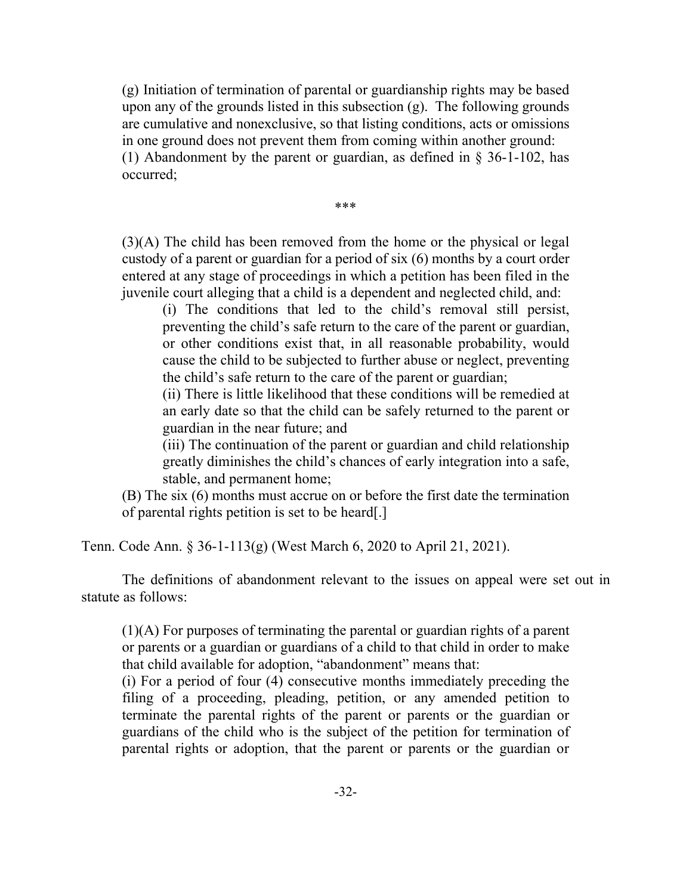> (g) Initiation of termination of parental or guardianship rights may be based upon any of the grounds listed in this subsection (g). The following grounds are cumulative and nonexclusive, so that listing conditions, acts or omissions in one ground does not prevent them from coming within another ground:
>
> (1) Abandonment by the parent or guardian, as defined in § 36-1-102, has occurred;
>
> \*\*\*
>
> (3)(A) The child has been removed from the home or the physical or legal custody of a parent or guardian for a period of six (6) months by a court order entered at any stage of proceedings in which a petition has been filed in the juvenile court alleging that a child is a dependent and neglected child, and:
>
> > (i) The conditions that led to the child's removal still persist, preventing the child's safe return to the care of the parent or guardian, or other conditions exist that, in all reasonable probability, would cause the child to be subjected to further abuse or neglect, preventing the child's safe return to the care of the parent or guardian;
> >
> > (ii) There is little likelihood that these conditions will be remedied at an early date so that the child can be safely returned to the parent or guardian in the near future; and
> >
> > (iii) The continuation of the parent or guardian and child relationship greatly diminishes the child's chances of early integration into a safe, stable, and permanent home;
>
> (B) The six (6) months must accrue on or before the first date the termination of parental rights petition is set to be heard[.]

Tenn. Code Ann. § 36-1-113(g) (West March 6, 2020 to April 21, 2021).

The definitions of abandonment relevant to the issues on appeal were set out in statute as follows:

> (1)(A) For purposes of terminating the parental or guardian rights of a parent or parents or a guardian or guardians of a child to that child in order to make that child available for adoption, "abandonment" means that:
>
> (i) For a period of four (4) consecutive months immediately preceding the filing of a proceeding, pleading, petition, or any amended petition to terminate the parental rights of the parent or parents or the guardian or guardians of the child who is the subject of the petition for termination of parental rights or adoption, that the parent or parents or the guardian or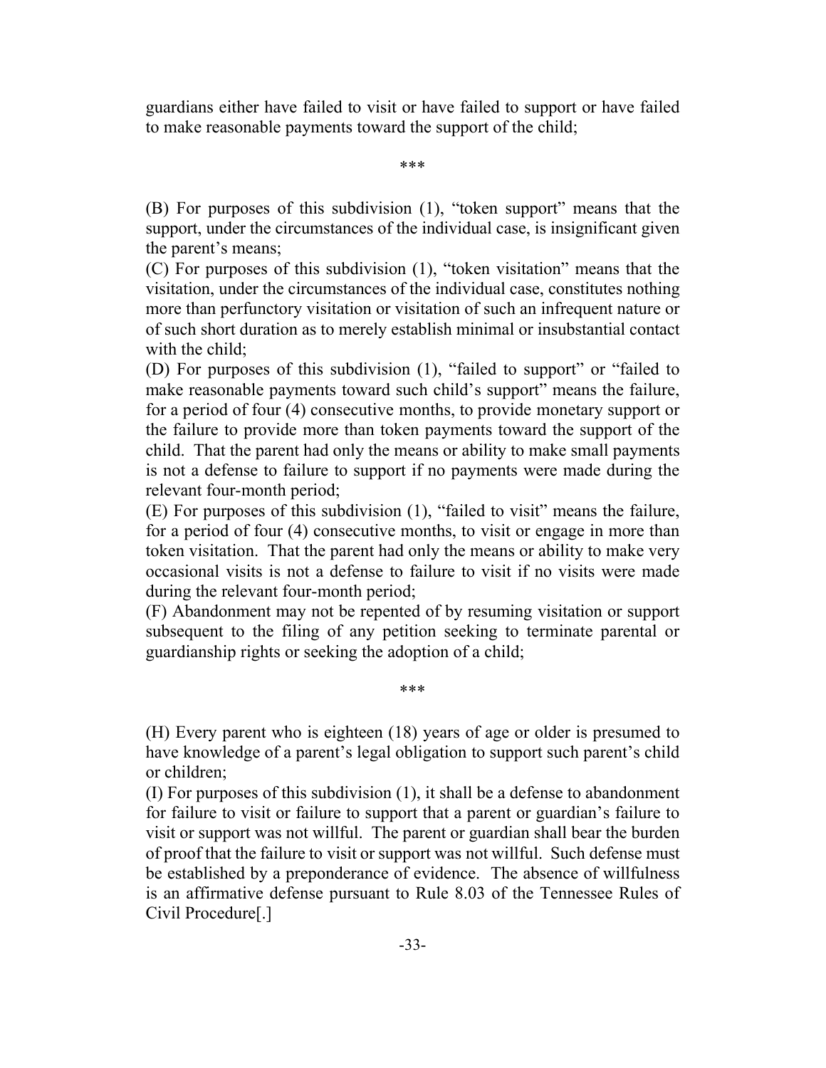guardians either have failed to visit or have failed to support or have failed to make reasonable payments toward the support of the child;

***

(B) For purposes of this subdivision (1), "token support" means that the support, under the circumstances of the individual case, is insignificant given the parent's means;

(C) For purposes of this subdivision (1), "token visitation" means that the visitation, under the circumstances of the individual case, constitutes nothing more than perfunctory visitation or visitation of such an infrequent nature or of such short duration as to merely establish minimal or insubstantial contact with the child;

(D) For purposes of this subdivision (1), "failed to support" or "failed to make reasonable payments toward such child's support" means the failure, for a period of four (4) consecutive months, to provide monetary support or the failure to provide more than token payments toward the support of the child. That the parent had only the means or ability to make small payments is not a defense to failure to support if no payments were made during the relevant four-month period;

(E) For purposes of this subdivision (1), "failed to visit" means the failure, for a period of four (4) consecutive months, to visit or engage in more than token visitation. That the parent had only the means or ability to make very occasional visits is not a defense to failure to visit if no visits were made during the relevant four-month period;

(F) Abandonment may not be repented of by resuming visitation or support subsequent to the filing of any petition seeking to terminate parental or guardianship rights or seeking the adoption of a child;

***

(H) Every parent who is eighteen (18) years of age or older is presumed to have knowledge of a parent's legal obligation to support such parent's child or children;

(I) For purposes of this subdivision (1), it shall be a defense to abandonment for failure to visit or failure to support that a parent or guardian's failure to visit or support was not willful. The parent or guardian shall bear the burden of proof that the failure to visit or support was not willful. Such defense must be established by a preponderance of evidence. The absence of willfulness is an affirmative defense pursuant to Rule 8.03 of the Tennessee Rules of Civil Procedure[.]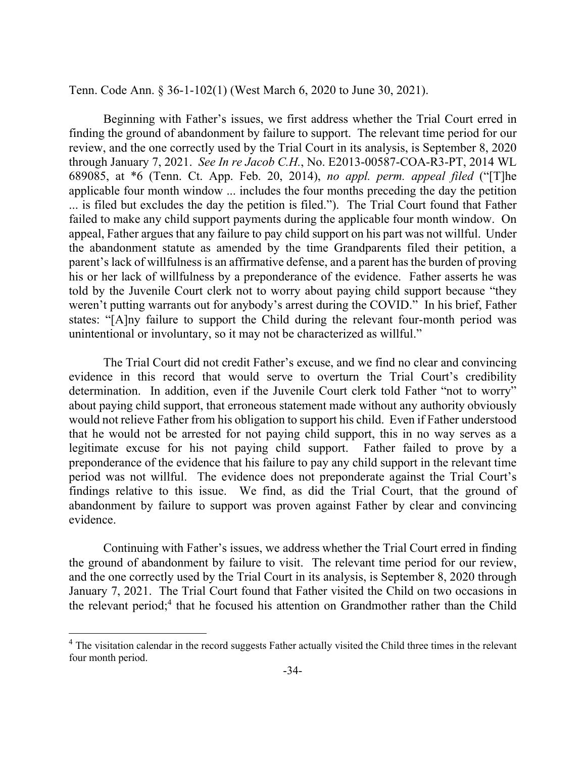Tenn. Code Ann. § 36-1-102(1) (West March 6, 2020 to June 30, 2021).

Beginning with Father's issues, we first address whether the Trial Court erred in finding the ground of abandonment by failure to support. The relevant time period for our review, and the one correctly used by the Trial Court in its analysis, is September 8, 2020 through January 7, 2021. *See In re Jacob C.H.*, No. E2013-00587-COA-R3-PT, 2014 WL 689085, at *6 (Tenn. Ct. App. Feb. 20, 2014), *no appl. perm. appeal filed* ("[T]he applicable four month window ... includes the four months preceding the day the petition ... is filed but excludes the day the petition is filed."). The Trial Court found that Father failed to make any child support payments during the applicable four month window. On appeal, Father argues that any failure to pay child support on his part was not willful. Under the abandonment statute as amended by the time Grandparents filed their petition, a parent's lack of willfulness is an affirmative defense, and a parent has the burden of proving his or her lack of willfulness by a preponderance of the evidence. Father asserts he was told by the Juvenile Court clerk not to worry about paying child support because "they weren't putting warrants out for anybody's arrest during the COVID." In his brief, Father states: "[A]ny failure to support the Child during the relevant four-month period was unintentional or involuntary, so it may not be characterized as willful."

The Trial Court did not credit Father's excuse, and we find no clear and convincing evidence in this record that would serve to overturn the Trial Court's credibility determination. In addition, even if the Juvenile Court clerk told Father "not to worry" about paying child support, that erroneous statement made without any authority obviously would not relieve Father from his obligation to support his child. Even if Father understood that he would not be arrested for not paying child support, this in no way serves as a legitimate excuse for his not paying child support. Father failed to prove by a preponderance of the evidence that his failure to pay any child support in the relevant time period was not willful. The evidence does not preponderate against the Trial Court's findings relative to this issue. We find, as did the Trial Court, that the ground of abandonment by failure to support was proven against Father by clear and convincing evidence.

Continuing with Father's issues, we address whether the Trial Court erred in finding the ground of abandonment by failure to visit. The relevant time period for our review, and the one correctly used by the Trial Court in its analysis, is September 8, 2020 through January 7, 2021. The Trial Court found that Father visited the Child on two occasions in the relevant period;[4] that he focused his attention on Grandmother rather than the Child

[4] The visitation calendar in the record suggests Father actually visited the Child three times in the relevant four month period.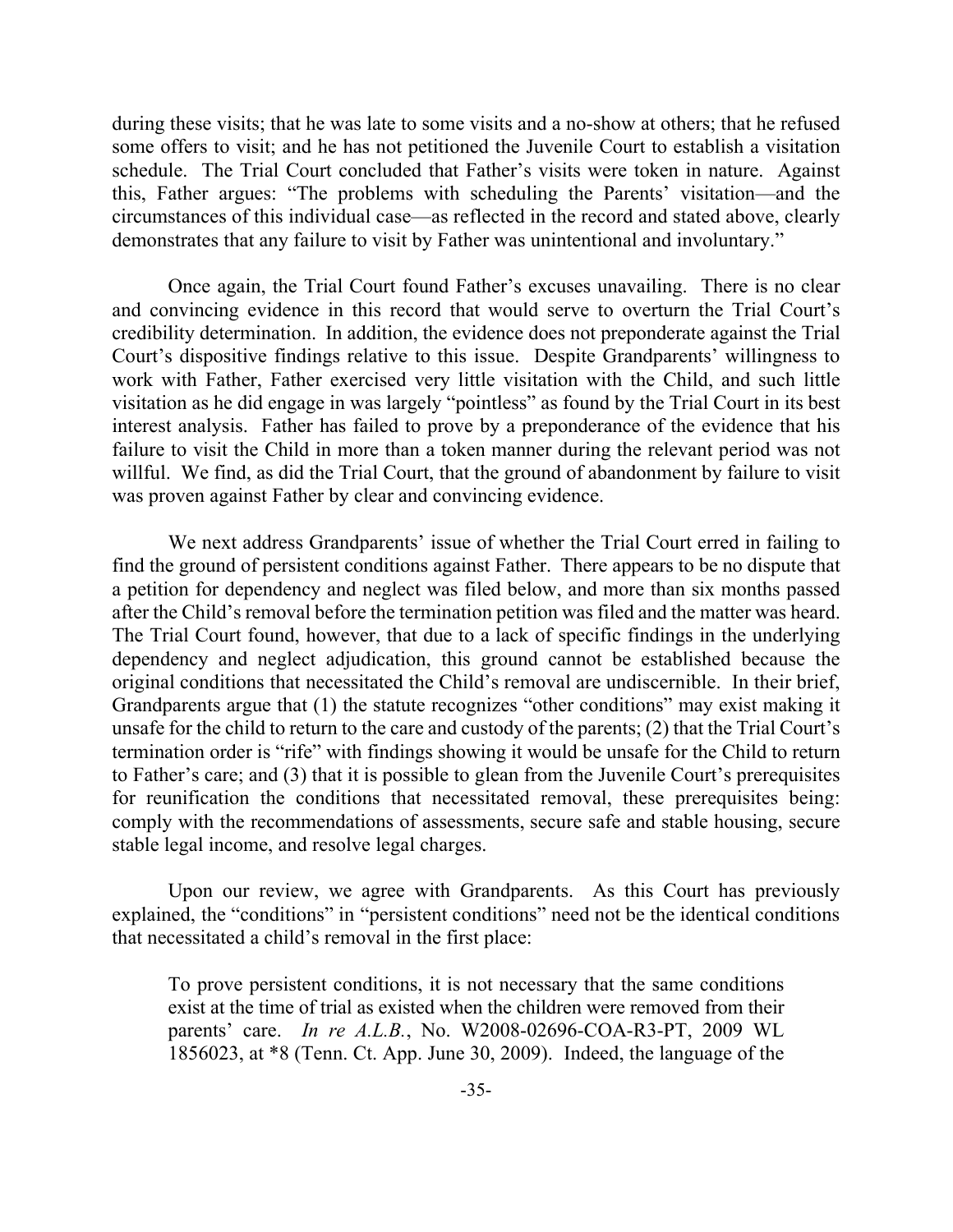during these visits; that he was late to some visits and a no-show at others; that he refused some offers to visit; and he has not petitioned the Juvenile Court to establish a visitation schedule. The Trial Court concluded that Father's visits were token in nature. Against this, Father argues: "The problems with scheduling the Parents' visitation—and the circumstances of this individual case—as reflected in the record and stated above, clearly demonstrates that any failure to visit by Father was unintentional and involuntary."

Once again, the Trial Court found Father's excuses unavailing. There is no clear and convincing evidence in this record that would serve to overturn the Trial Court's credibility determination. In addition, the evidence does not preponderate against the Trial Court's dispositive findings relative to this issue. Despite Grandparents' willingness to work with Father, Father exercised very little visitation with the Child, and such little visitation as he did engage in was largely "pointless" as found by the Trial Court in its best interest analysis. Father has failed to prove by a preponderance of the evidence that his failure to visit the Child in more than a token manner during the relevant period was not willful. We find, as did the Trial Court, that the ground of abandonment by failure to visit was proven against Father by clear and convincing evidence.

We next address Grandparents' issue of whether the Trial Court erred in failing to find the ground of persistent conditions against Father. There appears to be no dispute that a petition for dependency and neglect was filed below, and more than six months passed after the Child's removal before the termination petition was filed and the matter was heard. The Trial Court found, however, that due to a lack of specific findings in the underlying dependency and neglect adjudication, this ground cannot be established because the original conditions that necessitated the Child's removal are undiscernible. In their brief, Grandparents argue that (1) the statute recognizes "other conditions" may exist making it unsafe for the child to return to the care and custody of the parents; (2) that the Trial Court's termination order is "rife" with findings showing it would be unsafe for the Child to return to Father's care; and (3) that it is possible to glean from the Juvenile Court's prerequisites for reunification the conditions that necessitated removal, these prerequisites being: comply with the recommendations of assessments, secure safe and stable housing, secure stable legal income, and resolve legal charges.

Upon our review, we agree with Grandparents. As this Court has previously explained, the "conditions" in "persistent conditions" need not be the identical conditions that necessitated a child's removal in the first place:

> To prove persistent conditions, it is not necessary that the same conditions exist at the time of trial as existed when the children were removed from their parents' care. *In re A.L.B.*, No. W2008-02696-COA-R3-PT, 2009 WL 1856023, at *8 (Tenn. Ct. App. June 30, 2009). Indeed, the language of the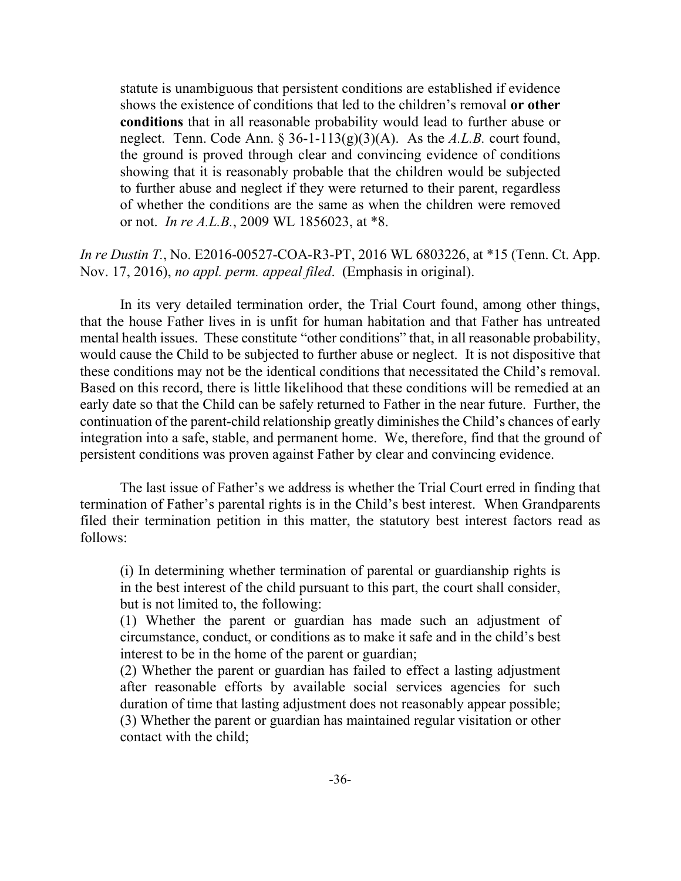> statute is unambiguous that persistent conditions are established if evidence shows the existence of conditions that led to the children's removal **or other conditions** that in all reasonable probability would lead to further abuse or neglect. Tenn. Code Ann. § 36-1-113(g)(3)(A). As the *A.L.B.* court found, the ground is proved through clear and convincing evidence of conditions showing that it is reasonably probable that the children would be subjected to further abuse and neglect if they were returned to their parent, regardless of whether the conditions are the same as when the children were removed or not. *In re A.L.B.*, 2009 WL 1856023, at *8.

*In re Dustin T.*, No. E2016-00527-COA-R3-PT, 2016 WL 6803226, at *15 (Tenn. Ct. App. Nov. 17, 2016), *no appl. perm. appeal filed*. (Emphasis in original).

In its very detailed termination order, the Trial Court found, among other things, that the house Father lives in is unfit for human habitation and that Father has untreated mental health issues. These constitute "other conditions" that, in all reasonable probability, would cause the Child to be subjected to further abuse or neglect. It is not dispositive that these conditions may not be the identical conditions that necessitated the Child's removal. Based on this record, there is little likelihood that these conditions will be remedied at an early date so that the Child can be safely returned to Father in the near future. Further, the continuation of the parent-child relationship greatly diminishes the Child's chances of early integration into a safe, stable, and permanent home. We, therefore, find that the ground of persistent conditions was proven against Father by clear and convincing evidence.

The last issue of Father's we address is whether the Trial Court erred in finding that termination of Father's parental rights is in the Child's best interest. When Grandparents filed their termination petition in this matter, the statutory best interest factors read as follows:

> (i) In determining whether termination of parental or guardianship rights is in the best interest of the child pursuant to this part, the court shall consider, but is not limited to, the following:
>
> (1) Whether the parent or guardian has made such an adjustment of circumstance, conduct, or conditions as to make it safe and in the child's best interest to be in the home of the parent or guardian;
>
> (2) Whether the parent or guardian has failed to effect a lasting adjustment after reasonable efforts by available social services agencies for such duration of time that lasting adjustment does not reasonably appear possible;
>
> (3) Whether the parent or guardian has maintained regular visitation or other contact with the child;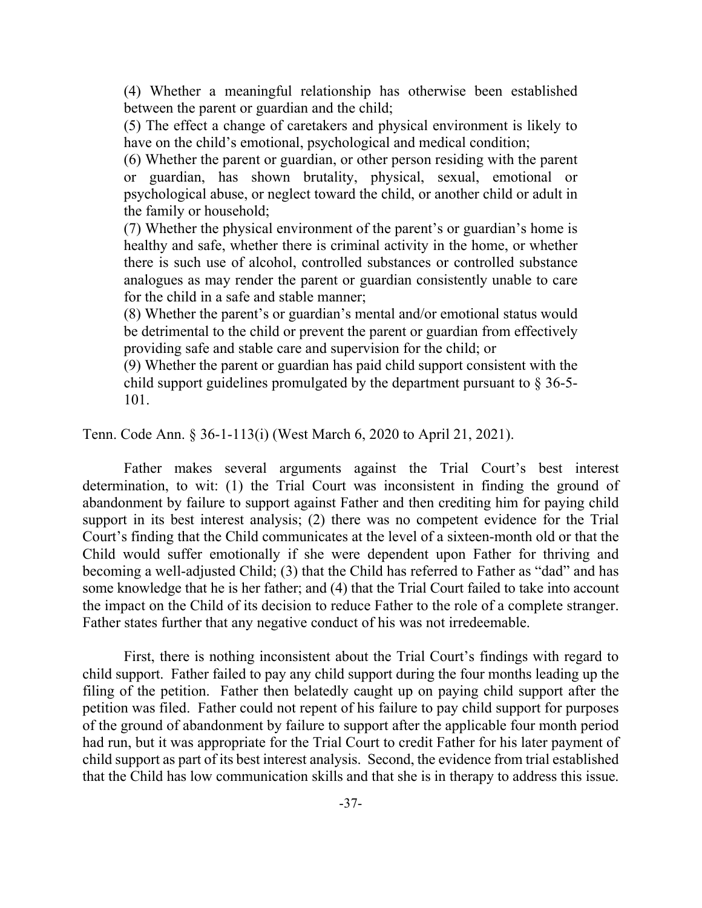> (4) Whether a meaningful relationship has otherwise been established between the parent or guardian and the child;
>
> (5) The effect a change of caretakers and physical environment is likely to have on the child's emotional, psychological and medical condition;
>
> (6) Whether the parent or guardian, or other person residing with the parent or guardian, has shown brutality, physical, sexual, emotional or psychological abuse, or neglect toward the child, or another child or adult in the family or household;
>
> (7) Whether the physical environment of the parent's or guardian's home is healthy and safe, whether there is criminal activity in the home, or whether there is such use of alcohol, controlled substances or controlled substance analogues as may render the parent or guardian consistently unable to care for the child in a safe and stable manner;
>
> (8) Whether the parent's or guardian's mental and/or emotional status would be detrimental to the child or prevent the parent or guardian from effectively providing safe and stable care and supervision for the child; or
>
> (9) Whether the parent or guardian has paid child support consistent with the child support guidelines promulgated by the department pursuant to § 36-5-101.

Tenn. Code Ann. § 36-1-113(i) (West March 6, 2020 to April 21, 2021).

Father makes several arguments against the Trial Court's best interest determination, to wit: (1) the Trial Court was inconsistent in finding the ground of abandonment by failure to support against Father and then crediting him for paying child support in its best interest analysis; (2) there was no competent evidence for the Trial Court's finding that the Child communicates at the level of a sixteen-month old or that the Child would suffer emotionally if she were dependent upon Father for thriving and becoming a well-adjusted Child; (3) that the Child has referred to Father as "dad" and has some knowledge that he is her father; and (4) that the Trial Court failed to take into account the impact on the Child of its decision to reduce Father to the role of a complete stranger. Father states further that any negative conduct of his was not irredeemable.

First, there is nothing inconsistent about the Trial Court's findings with regard to child support. Father failed to pay any child support during the four months leading up the filing of the petition. Father then belatedly caught up on paying child support after the petition was filed. Father could not repent of his failure to pay child support for purposes of the ground of abandonment by failure to support after the applicable four month period had run, but it was appropriate for the Trial Court to credit Father for his later payment of child support as part of its best interest analysis. Second, the evidence from trial established that the Child has low communication skills and that she is in therapy to address this issue.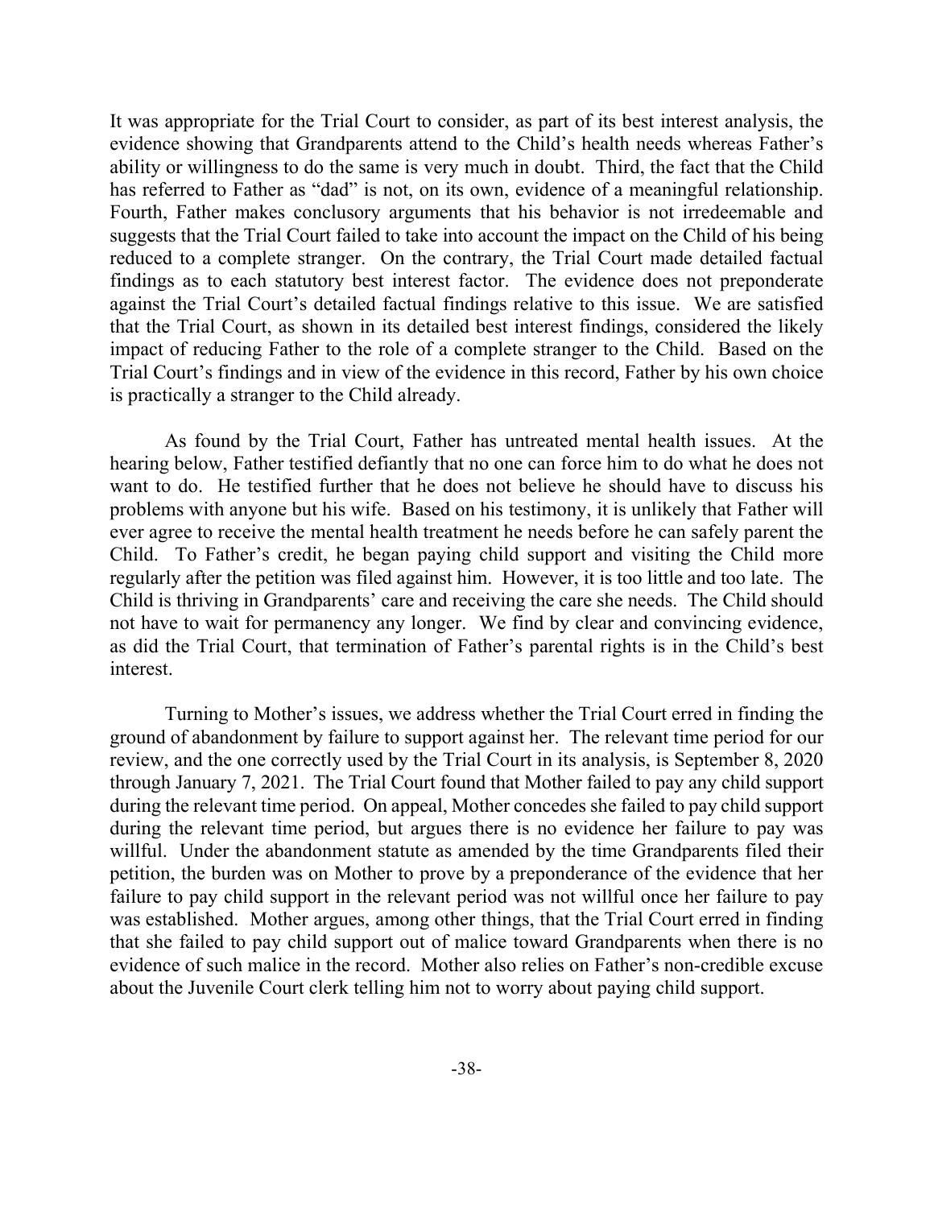It was appropriate for the Trial Court to consider, as part of its best interest analysis, the evidence showing that Grandparents attend to the Child's health needs whereas Father's ability or willingness to do the same is very much in doubt. Third, the fact that the Child has referred to Father as "dad" is not, on its own, evidence of a meaningful relationship. Fourth, Father makes conclusory arguments that his behavior is not irredeemable and suggests that the Trial Court failed to take into account the impact on the Child of his being reduced to a complete stranger. On the contrary, the Trial Court made detailed factual findings as to each statutory best interest factor. The evidence does not preponderate against the Trial Court's detailed factual findings relative to this issue. We are satisfied that the Trial Court, as shown in its detailed best interest findings, considered the likely impact of reducing Father to the role of a complete stranger to the Child. Based on the Trial Court's findings and in view of the evidence in this record, Father by his own choice is practically a stranger to the Child already.

As found by the Trial Court, Father has untreated mental health issues. At the hearing below, Father testified defiantly that no one can force him to do what he does not want to do. He testified further that he does not believe he should have to discuss his problems with anyone but his wife. Based on his testimony, it is unlikely that Father will ever agree to receive the mental health treatment he needs before he can safely parent the Child. To Father's credit, he began paying child support and visiting the Child more regularly after the petition was filed against him. However, it is too little and too late. The Child is thriving in Grandparents' care and receiving the care she needs. The Child should not have to wait for permanency any longer. We find by clear and convincing evidence, as did the Trial Court, that termination of Father's parental rights is in the Child's best interest.

Turning to Mother's issues, we address whether the Trial Court erred in finding the ground of abandonment by failure to support against her. The relevant time period for our review, and the one correctly used by the Trial Court in its analysis, is September 8, 2020 through January 7, 2021. The Trial Court found that Mother failed to pay any child support during the relevant time period. On appeal, Mother concedes she failed to pay child support during the relevant time period, but argues there is no evidence her failure to pay was willful. Under the abandonment statute as amended by the time Grandparents filed their petition, the burden was on Mother to prove by a preponderance of the evidence that her failure to pay child support in the relevant period was not willful once her failure to pay was established. Mother argues, among other things, that the Trial Court erred in finding that she failed to pay child support out of malice toward Grandparents when there is no evidence of such malice in the record. Mother also relies on Father's non-credible excuse about the Juvenile Court clerk telling him not to worry about paying child support.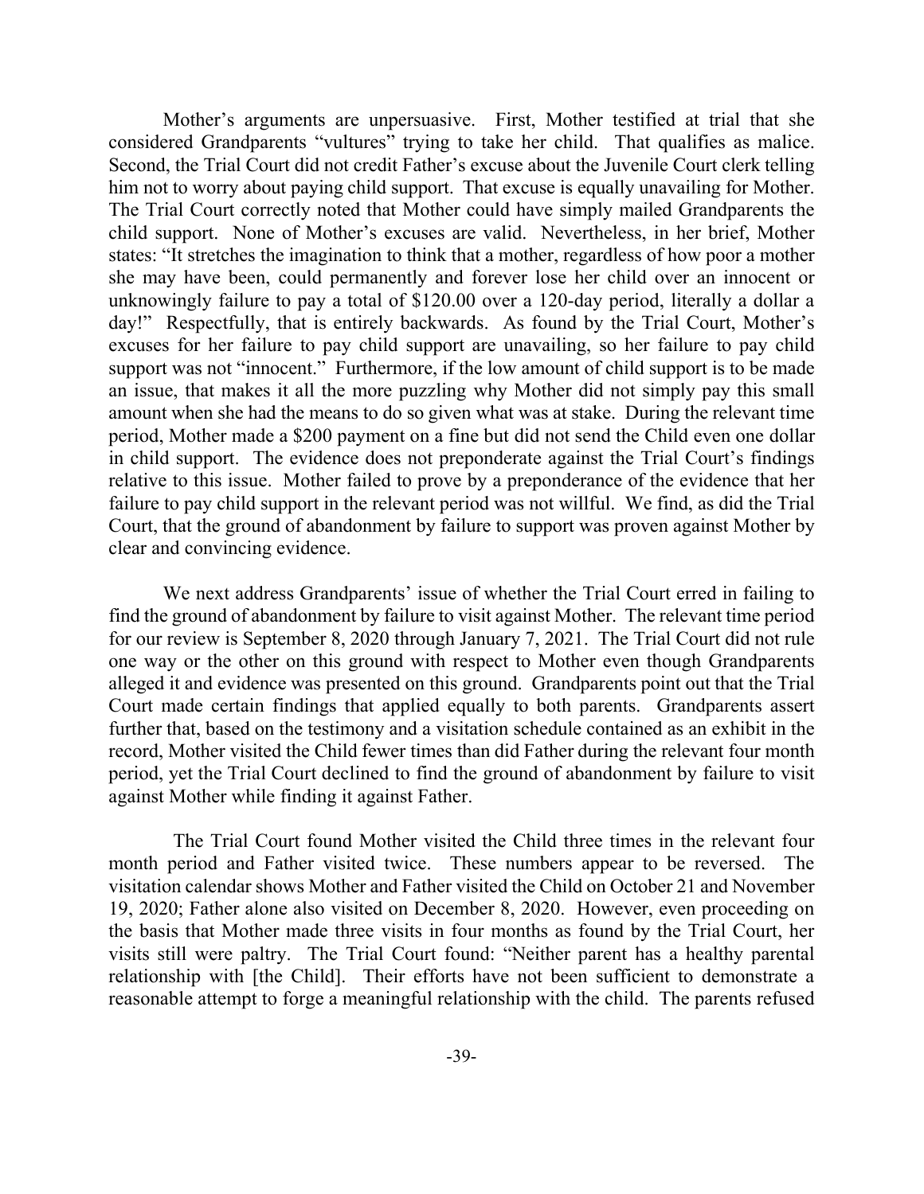Mother's arguments are unpersuasive. First, Mother testified at trial that she considered Grandparents "vultures" trying to take her child. That qualifies as malice. Second, the Trial Court did not credit Father's excuse about the Juvenile Court clerk telling him not to worry about paying child support. That excuse is equally unavailing for Mother. The Trial Court correctly noted that Mother could have simply mailed Grandparents the child support. None of Mother's excuses are valid. Nevertheless, in her brief, Mother states: "It stretches the imagination to think that a mother, regardless of how poor a mother she may have been, could permanently and forever lose her child over an innocent or unknowingly failure to pay a total of $120.00 over a 120-day period, literally a dollar a day!" Respectfully, that is entirely backwards. As found by the Trial Court, Mother's excuses for her failure to pay child support are unavailing, so her failure to pay child support was not "innocent." Furthermore, if the low amount of child support is to be made an issue, that makes it all the more puzzling why Mother did not simply pay this small amount when she had the means to do so given what was at stake. During the relevant time period, Mother made a $200 payment on a fine but did not send the Child even one dollar in child support. The evidence does not preponderate against the Trial Court's findings relative to this issue. Mother failed to prove by a preponderance of the evidence that her failure to pay child support in the relevant period was not willful. We find, as did the Trial Court, that the ground of abandonment by failure to support was proven against Mother by clear and convincing evidence.

We next address Grandparents' issue of whether the Trial Court erred in failing to find the ground of abandonment by failure to visit against Mother. The relevant time period for our review is September 8, 2020 through January 7, 2021. The Trial Court did not rule one way or the other on this ground with respect to Mother even though Grandparents alleged it and evidence was presented on this ground. Grandparents point out that the Trial Court made certain findings that applied equally to both parents. Grandparents assert further that, based on the testimony and a visitation schedule contained as an exhibit in the record, Mother visited the Child fewer times than did Father during the relevant four month period, yet the Trial Court declined to find the ground of abandonment by failure to visit against Mother while finding it against Father.

The Trial Court found Mother visited the Child three times in the relevant four month period and Father visited twice. These numbers appear to be reversed. The visitation calendar shows Mother and Father visited the Child on October 21 and November 19, 2020; Father alone also visited on December 8, 2020. However, even proceeding on the basis that Mother made three visits in four months as found by the Trial Court, her visits still were paltry. The Trial Court found: "Neither parent has a healthy parental relationship with [the Child]. Their efforts have not been sufficient to demonstrate a reasonable attempt to forge a meaningful relationship with the child. The parents refused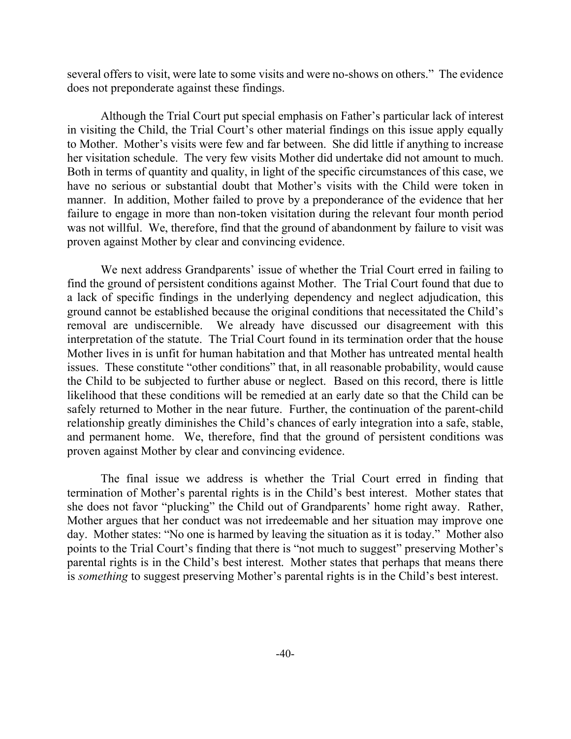several offers to visit, were late to some visits and were no-shows on others." The evidence does not preponderate against these findings.

Although the Trial Court put special emphasis on Father's particular lack of interest in visiting the Child, the Trial Court's other material findings on this issue apply equally to Mother. Mother's visits were few and far between. She did little if anything to increase her visitation schedule. The very few visits Mother did undertake did not amount to much. Both in terms of quantity and quality, in light of the specific circumstances of this case, we have no serious or substantial doubt that Mother's visits with the Child were token in manner. In addition, Mother failed to prove by a preponderance of the evidence that her failure to engage in more than non-token visitation during the relevant four month period was not willful. We, therefore, find that the ground of abandonment by failure to visit was proven against Mother by clear and convincing evidence.

We next address Grandparents' issue of whether the Trial Court erred in failing to find the ground of persistent conditions against Mother. The Trial Court found that due to a lack of specific findings in the underlying dependency and neglect adjudication, this ground cannot be established because the original conditions that necessitated the Child's removal are undiscernible. We already have discussed our disagreement with this interpretation of the statute. The Trial Court found in its termination order that the house Mother lives in is unfit for human habitation and that Mother has untreated mental health issues. These constitute "other conditions" that, in all reasonable probability, would cause the Child to be subjected to further abuse or neglect. Based on this record, there is little likelihood that these conditions will be remedied at an early date so that the Child can be safely returned to Mother in the near future. Further, the continuation of the parent-child relationship greatly diminishes the Child's chances of early integration into a safe, stable, and permanent home. We, therefore, find that the ground of persistent conditions was proven against Mother by clear and convincing evidence.

The final issue we address is whether the Trial Court erred in finding that termination of Mother's parental rights is in the Child's best interest. Mother states that she does not favor "plucking" the Child out of Grandparents' home right away. Rather, Mother argues that her conduct was not irredeemable and her situation may improve one day. Mother states: "No one is harmed by leaving the situation as it is today." Mother also points to the Trial Court's finding that there is "not much to suggest" preserving Mother's parental rights is in the Child's best interest. Mother states that perhaps that means there is *something* to suggest preserving Mother's parental rights is in the Child's best interest.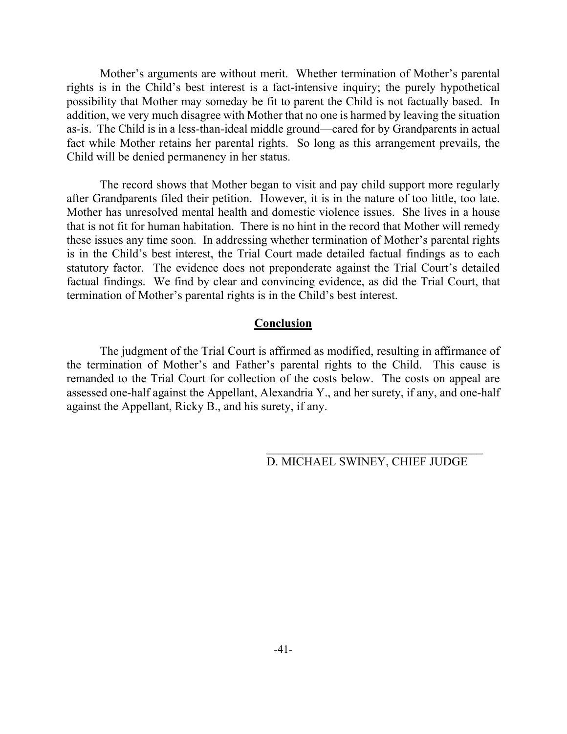Mother's arguments are without merit. Whether termination of Mother's parental rights is in the Child's best interest is a fact-intensive inquiry; the purely hypothetical possibility that Mother may someday be fit to parent the Child is not factually based. In addition, we very much disagree with Mother that no one is harmed by leaving the situation as-is. The Child is in a less-than-ideal middle ground—cared for by Grandparents in actual fact while Mother retains her parental rights. So long as this arrangement prevails, the Child will be denied permanency in her status.

The record shows that Mother began to visit and pay child support more regularly after Grandparents filed their petition. However, it is in the nature of too little, too late. Mother has unresolved mental health and domestic violence issues. She lives in a house that is not fit for human habitation. There is no hint in the record that Mother will remedy these issues any time soon. In addressing whether termination of Mother's parental rights is in the Child's best interest, the Trial Court made detailed factual findings as to each statutory factor. The evidence does not preponderate against the Trial Court's detailed factual findings. We find by clear and convincing evidence, as did the Trial Court, that termination of Mother's parental rights is in the Child's best interest.

## Conclusion

The judgment of the Trial Court is affirmed as modified, resulting in affirmance of the termination of Mother's and Father's parental rights to the Child. This cause is remanded to the Trial Court for collection of the costs below. The costs on appeal are assessed one-half against the Appellant, Alexandria Y., and her surety, if any, and one-half against the Appellant, Ricky B., and his surety, if any.

\_\_\_\_\_\_\_\_\_\_\_\_\_\_\_\_\_\_\_\_\_\_\_\_\_\_\_\_\_\_\_\_\_\_\_\_

D. MICHAEL SWINEY, CHIEF JUDGE